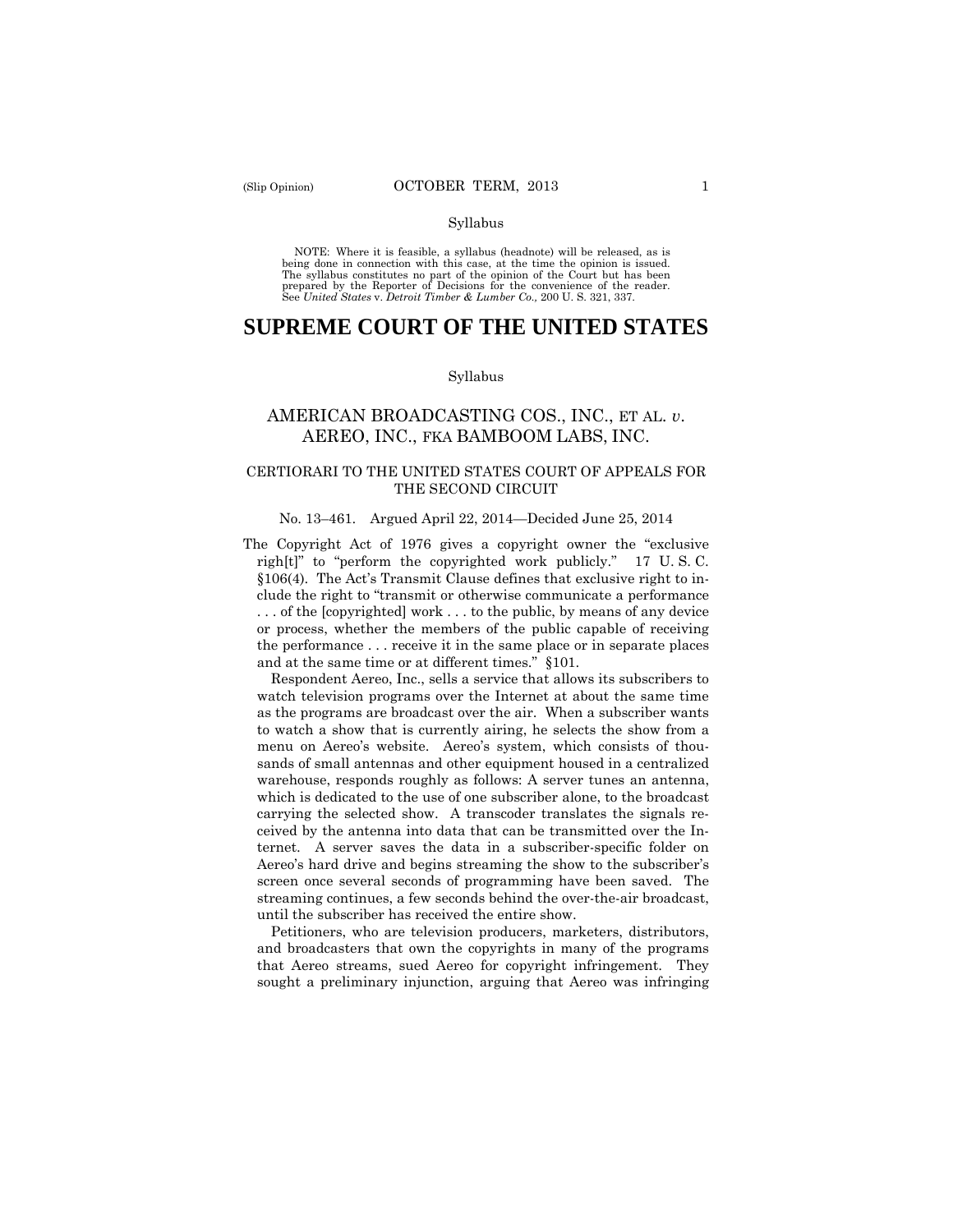Syllabus

NOTE: Where it is feasible, a syllabus (headnote) will be released, as is being done in connection with this case, at the time the opinion is issued. The syllabus constitutes no part of the opinion of the Court but has been prepared by the Reporter of Decisions for the convenience of the reader. See *United States* v. *Detroit Timber & Lumber Co.,* 200 U. S. 321, 337.

# SUPREME COURT OF THE UNITED STATES

Syllabus

## AMERICAN BROADCASTING COS., INC., ET AL. *v.* AEREO, INC., FKA BAMBOOM LABS, INC.

### CERTIORARI TO THE UNITED STATES COURT OF APPEALS FOR THE SECOND CIRCUIT

No. 13–461. Argued April 22, 2014—Decided June 25, 2014

The Copyright Act of 1976 gives a copyright owner the "exclusive righ[t]" to "perform the copyrighted work publicly." 17 U. S. C. §106(4). The Act's Transmit Clause defines that exclusive right to include the right to "transmit or otherwise communicate a performance . . . of the [copyrighted] work . . . to the public, by means of any device or process, whether the members of the public capable of receiving the performance . . . receive it in the same place or in separate places and at the same time or at different times." §101.

Respondent Aereo, Inc., sells a service that allows its subscribers to watch television programs over the Internet at about the same time as the programs are broadcast over the air. When a subscriber wants to watch a show that is currently airing, he selects the show from a menu on Aereo's website. Aereo's system, which consists of thousands of small antennas and other equipment housed in a centralized warehouse, responds roughly as follows: A server tunes an antenna, which is dedicated to the use of one subscriber alone, to the broadcast carrying the selected show. A transcoder translates the signals received by the antenna into data that can be transmitted over the Internet. A server saves the data in a subscriber-specific folder on Aereo's hard drive and begins streaming the show to the subscriber's screen once several seconds of programming have been saved. The streaming continues, a few seconds behind the over-the-air broadcast, until the subscriber has received the entire show.

Petitioners, who are television producers, marketers, distributors, and broadcasters that own the copyrights in many of the programs that Aereo streams, sued Aereo for copyright infringement. They sought a preliminary injunction, arguing that Aereo was infringing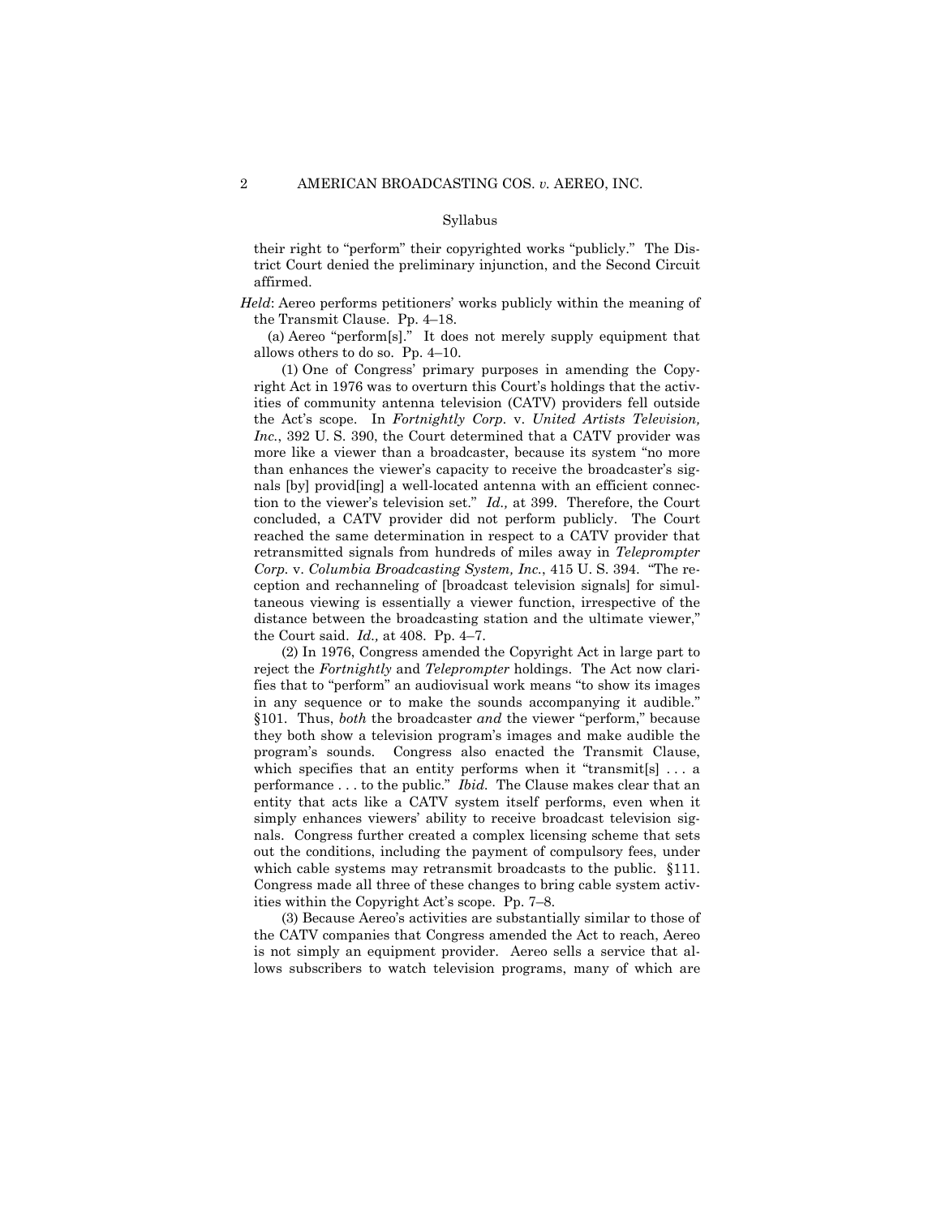their right to "perform" their copyrighted works "publicly." The District Court denied the preliminary injunction, and the Second Circuit affirmed.

*Held*: Aereo performs petitioners' works publicly within the meaning of the Transmit Clause. Pp. 4–18.

(a) Aereo "perform[s]." It does not merely supply equipment that allows others to do so. Pp. 4–10.

(1) One of Congress' primary purposes in amending the Copyright Act in 1976 was to overturn this Court's holdings that the activities of community antenna television (CATV) providers fell outside the Act's scope. In *Fortnightly Corp.* v. *United Artists Television, Inc.*, 392 U. S. 390, the Court determined that a CATV provider was more like a viewer than a broadcaster, because its system "no more than enhances the viewer's capacity to receive the broadcaster's signals [by] provid[ing] a well-located antenna with an efficient connection to the viewer's television set." *Id.,* at 399. Therefore, the Court concluded, a CATV provider did not perform publicly. The Court reached the same determination in respect to a CATV provider that retransmitted signals from hundreds of miles away in *Teleprompter Corp.* v. *Columbia Broadcasting System, Inc.*, 415 U. S. 394. "The reception and rechanneling of [broadcast television signals] for simultaneous viewing is essentially a viewer function, irrespective of the distance between the broadcasting station and the ultimate viewer," the Court said. *Id.,* at 408. Pp. 4–7.

(2) In 1976, Congress amended the Copyright Act in large part to reject the *Fortnightly* and *Teleprompter* holdings. The Act now clarifies that to "perform" an audiovisual work means "to show its images in any sequence or to make the sounds accompanying it audible." §101. Thus, *both* the broadcaster *and* the viewer "perform," because they both show a television program's images and make audible the program's sounds. Congress also enacted the Transmit Clause, which specifies that an entity performs when it "transmit[s] . . . a performance . . . to the public." *Ibid.* The Clause makes clear that an entity that acts like a CATV system itself performs, even when it simply enhances viewers' ability to receive broadcast television signals. Congress further created a complex licensing scheme that sets out the conditions, including the payment of compulsory fees, under which cable systems may retransmit broadcasts to the public. §111. Congress made all three of these changes to bring cable system activities within the Copyright Act's scope. Pp. 7–8.

(3) Because Aereo's activities are substantially similar to those of the CATV companies that Congress amended the Act to reach, Aereo is not simply an equipment provider. Aereo sells a service that allows subscribers to watch television programs, many of which are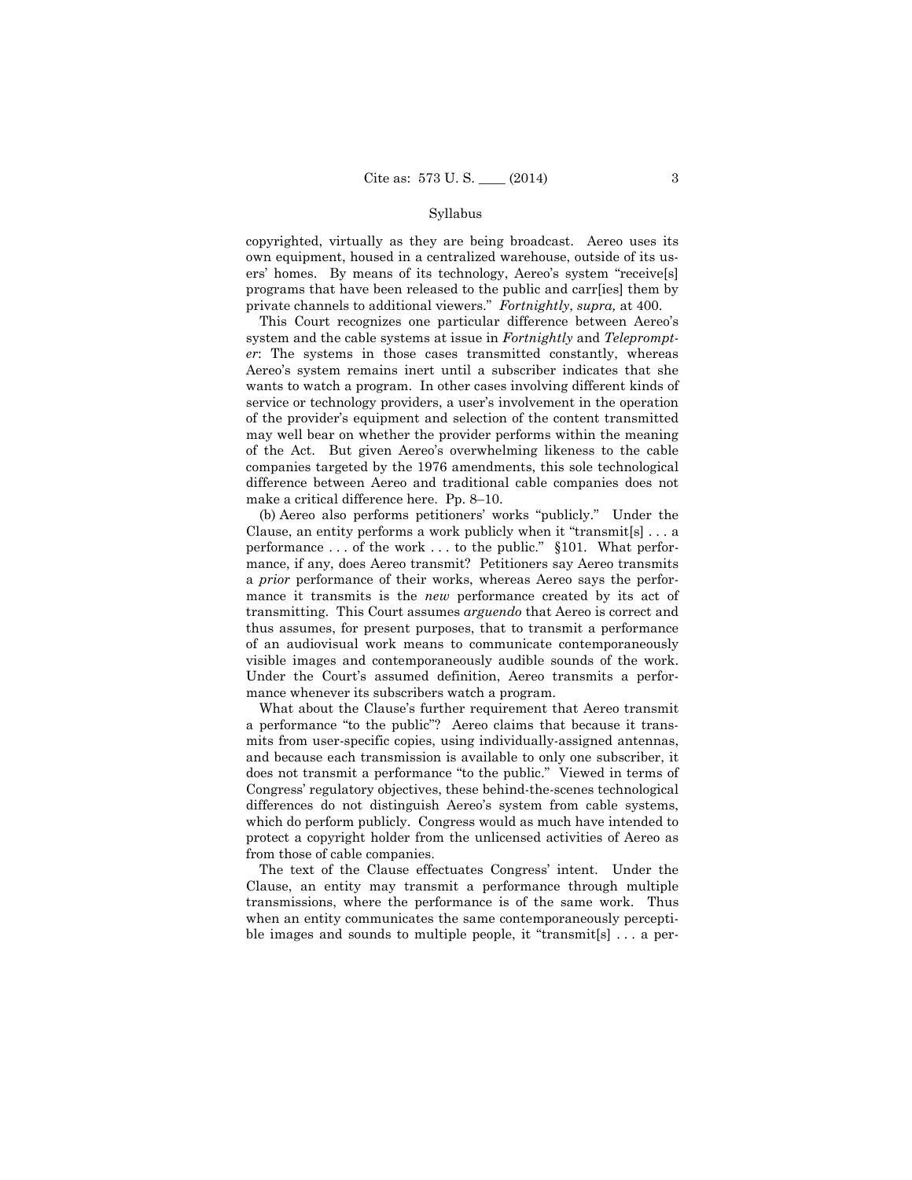copyrighted, virtually as they are being broadcast. Aereo uses its own equipment, housed in a centralized warehouse, outside of its users' homes. By means of its technology, Aereo's system "receive[s] programs that have been released to the public and carr[ies] them by private channels to additional viewers." *Fortnightly*, *supra,* at 400.

This Court recognizes one particular difference between Aereo's system and the cable systems at issue in *Fortnightly* and *Teleprompter*: The systems in those cases transmitted constantly, whereas Aereo's system remains inert until a subscriber indicates that she wants to watch a program. In other cases involving different kinds of service or technology providers, a user's involvement in the operation of the provider's equipment and selection of the content transmitted may well bear on whether the provider performs within the meaning of the Act. But given Aereo's overwhelming likeness to the cable companies targeted by the 1976 amendments, this sole technological difference between Aereo and traditional cable companies does not make a critical difference here. Pp. 8–10.

(b) Aereo also performs petitioners' works "publicly." Under the Clause, an entity performs a work publicly when it "transmit[s] . . . a performance . . . of the work . . . to the public." §101. What performance, if any, does Aereo transmit? Petitioners say Aereo transmits a *prior* performance of their works, whereas Aereo says the performance it transmits is the *new* performance created by its act of transmitting. This Court assumes *arguendo* that Aereo is correct and thus assumes, for present purposes, that to transmit a performance of an audiovisual work means to communicate contemporaneously visible images and contemporaneously audible sounds of the work. Under the Court's assumed definition, Aereo transmits a performance whenever its subscribers watch a program.

What about the Clause's further requirement that Aereo transmit a performance "to the public"? Aereo claims that because it transmits from user-specific copies, using individually-assigned antennas, and because each transmission is available to only one subscriber, it does not transmit a performance "to the public." Viewed in terms of Congress' regulatory objectives, these behind-the-scenes technological differences do not distinguish Aereo's system from cable systems, which do perform publicly. Congress would as much have intended to protect a copyright holder from the unlicensed activities of Aereo as from those of cable companies.

The text of the Clause effectuates Congress' intent. Under the Clause, an entity may transmit a performance through multiple transmissions, where the performance is of the same work. Thus when an entity communicates the same contemporaneously perceptible images and sounds to multiple people, it "transmit[s] . . . a per-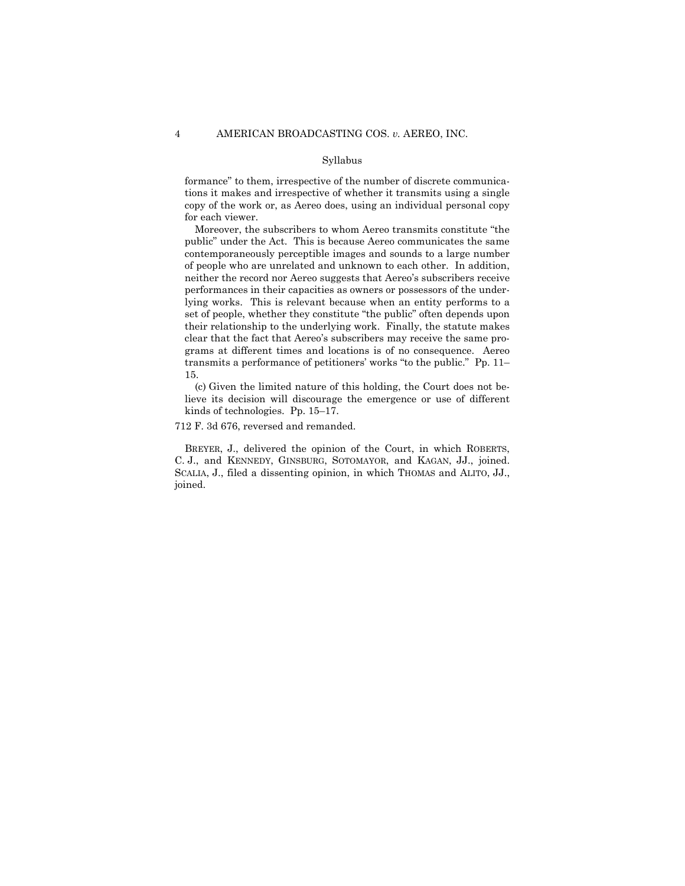formance" to them, irrespective of the number of discrete communications it makes and irrespective of whether it transmits using a single copy of the work or, as Aereo does, using an individual personal copy for each viewer.

Moreover, the subscribers to whom Aereo transmits constitute "the public" under the Act. This is because Aereo communicates the same contemporaneously perceptible images and sounds to a large number of people who are unrelated and unknown to each other. In addition, neither the record nor Aereo suggests that Aereo's subscribers receive performances in their capacities as owners or possessors of the underlying works. This is relevant because when an entity performs to a set of people, whether they constitute "the public" often depends upon their relationship to the underlying work. Finally, the statute makes clear that the fact that Aereo's subscribers may receive the same programs at different times and locations is of no consequence. Aereo transmits a performance of petitioners' works "to the public." Pp. 11–15.

(c) Given the limited nature of this holding, the Court does not believe its decision will discourage the emergence or use of different kinds of technologies. Pp. 15–17.

712 F. 3d 676, reversed and remanded.

BREYER, J., delivered the opinion of the Court, in which ROBERTS, C. J., and KENNEDY, GINSBURG, SOTOMAYOR, and KAGAN, JJ., joined. SCALIA, J., filed a dissenting opinion, in which THOMAS and ALITO, JJ., joined.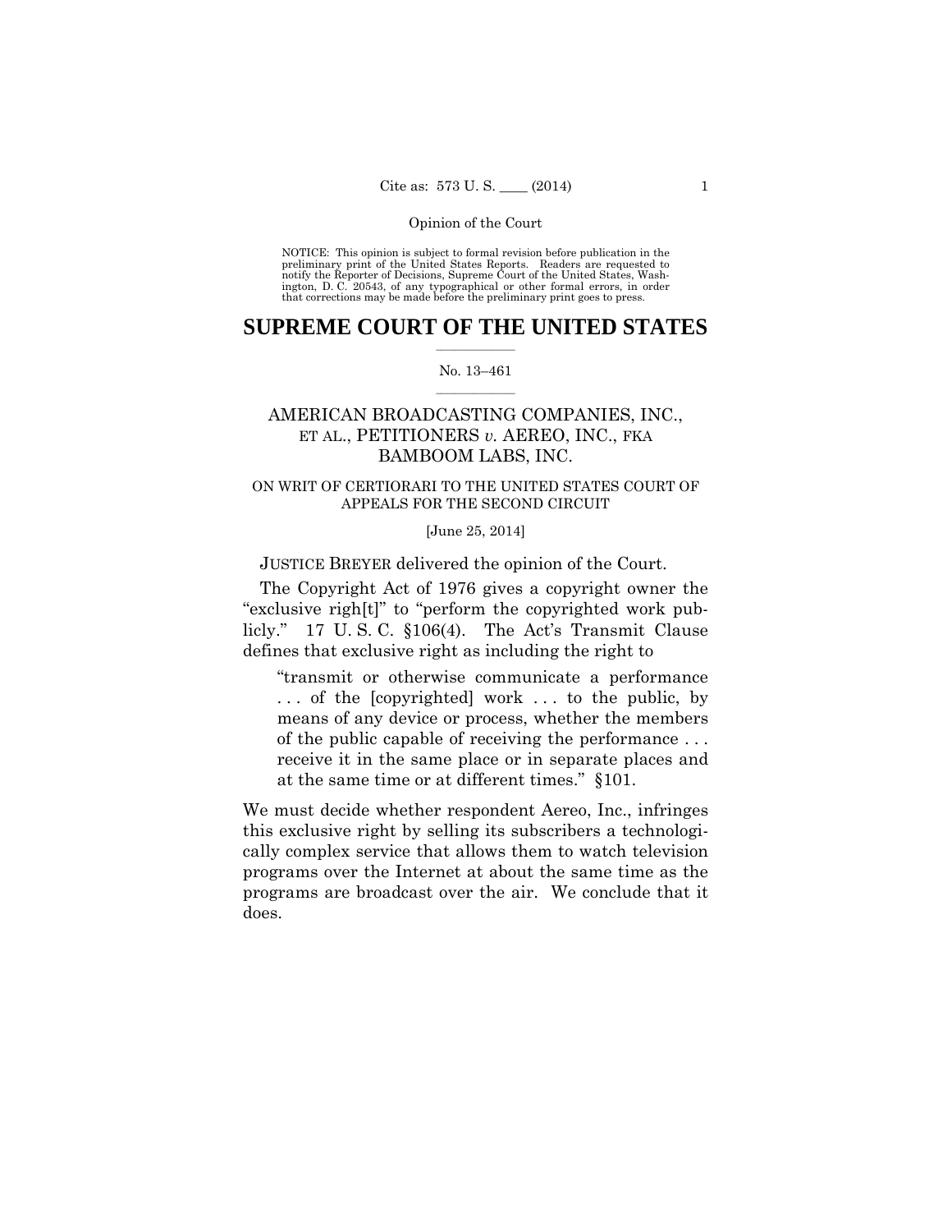Opinion of the Court

NOTICE: This opinion is subject to formal revision before publication in the preliminary print of the United States Reports. Readers are requested to notify the Reporter of Decisions, Supreme Court of the United States, Washington, D. C. 20543, of any typographical or other formal errors, in order that corrections may be made before the preliminary print goes to press.

# SUPREME COURT OF THE UNITED STATES

No. 13–461

## AMERICAN BROADCASTING COMPANIES, INC., ET AL., PETITIONERS *v.* AEREO, INC., FKA BAMBOOM LABS, INC.

ON WRIT OF CERTIORARI TO THE UNITED STATES COURT OF APPEALS FOR THE SECOND CIRCUIT

[June 25, 2014]

JUSTICE BREYER delivered the opinion of the Court.

The Copyright Act of 1976 gives a copyright owner the "exclusive righ[t]" to "perform the copyrighted work publicly." 17 U. S. C. §106(4). The Act's Transmit Clause defines that exclusive right as including the right to

> "transmit or otherwise communicate a performance . . . of the [copyrighted] work . . . to the public, by means of any device or process, whether the members of the public capable of receiving the performance . . . receive it in the same place or in separate places and at the same time or at different times." §101.

We must decide whether respondent Aereo, Inc., infringes this exclusive right by selling its subscribers a technologically complex service that allows them to watch television programs over the Internet at about the same time as the programs are broadcast over the air. We conclude that it does.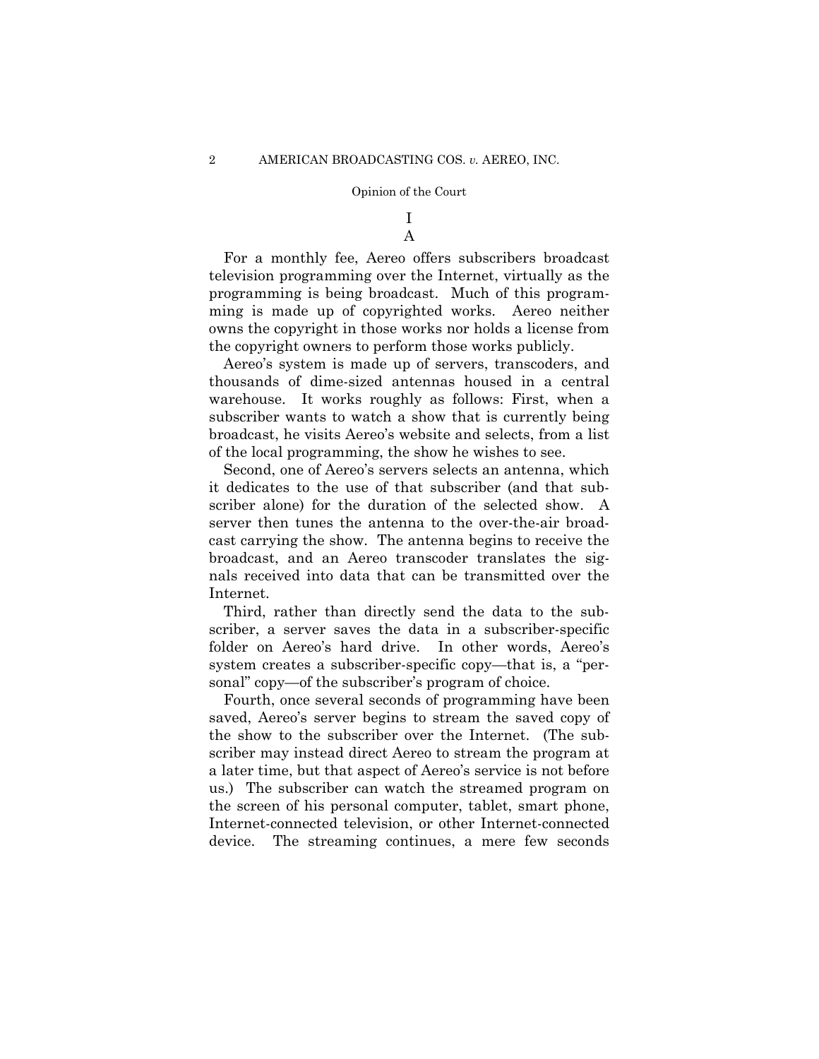# I

## A

For a monthly fee, Aereo offers subscribers broadcast television programming over the Internet, virtually as the programming is being broadcast. Much of this programming is made up of copyrighted works. Aereo neither owns the copyright in those works nor holds a license from the copyright owners to perform those works publicly.

Aereo's system is made up of servers, transcoders, and thousands of dime-sized antennas housed in a central warehouse. It works roughly as follows: First, when a subscriber wants to watch a show that is currently being broadcast, he visits Aereo's website and selects, from a list of the local programming, the show he wishes to see.

Second, one of Aereo's servers selects an antenna, which it dedicates to the use of that subscriber (and that subscriber alone) for the duration of the selected show. A server then tunes the antenna to the over-the-air broadcast carrying the show. The antenna begins to receive the broadcast, and an Aereo transcoder translates the signals received into data that can be transmitted over the Internet.

Third, rather than directly send the data to the subscriber, a server saves the data in a subscriber-specific folder on Aereo's hard drive. In other words, Aereo's system creates a subscriber-specific copy—that is, a "personal" copy—of the subscriber's program of choice.

Fourth, once several seconds of programming have been saved, Aereo's server begins to stream the saved copy of the show to the subscriber over the Internet. (The subscriber may instead direct Aereo to stream the program at a later time, but that aspect of Aereo's service is not before us.) The subscriber can watch the streamed program on the screen of his personal computer, tablet, smart phone, Internet-connected television, or other Internet-connected device. The streaming continues, a mere few seconds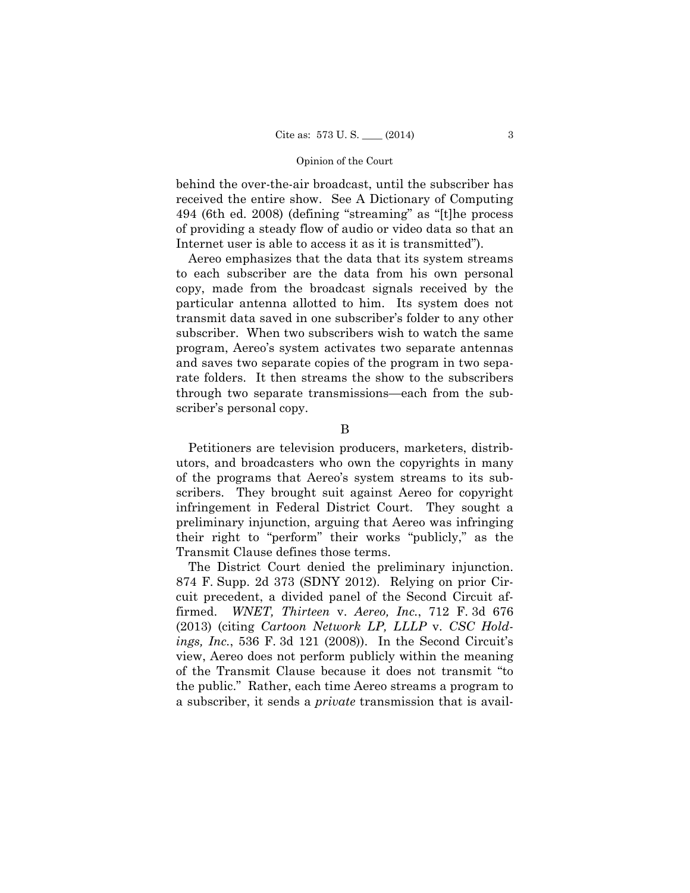behind the over-the-air broadcast, until the subscriber has received the entire show. See A Dictionary of Computing 494 (6th ed. 2008) (defining "streaming" as "[t]he process of providing a steady flow of audio or video data so that an Internet user is able to access it as it is transmitted").

Aereo emphasizes that the data that its system streams to each subscriber are the data from his own personal copy, made from the broadcast signals received by the particular antenna allotted to him. Its system does not transmit data saved in one subscriber's folder to any other subscriber. When two subscribers wish to watch the same program, Aereo's system activates two separate antennas and saves two separate copies of the program in two separate folders. It then streams the show to the subscribers through two separate transmissions—each from the subscriber's personal copy.

B

Petitioners are television producers, marketers, distributors, and broadcasters who own the copyrights in many of the programs that Aereo's system streams to its subscribers. They brought suit against Aereo for copyright infringement in Federal District Court. They sought a preliminary injunction, arguing that Aereo was infringing their right to "perform" their works "publicly," as the Transmit Clause defines those terms.

The District Court denied the preliminary injunction. 874 F. Supp. 2d 373 (SDNY 2012). Relying on prior Circuit precedent, a divided panel of the Second Circuit affirmed. *WNET, Thirteen* v. *Aereo, Inc.*, 712 F. 3d 676 (2013) (citing *Cartoon Network LP, LLLP* v. *CSC Holdings, Inc.*, 536 F. 3d 121 (2008)). In the Second Circuit's view, Aereo does not perform publicly within the meaning of the Transmit Clause because it does not transmit "to the public." Rather, each time Aereo streams a program to a subscriber, it sends a *private* transmission that is avail-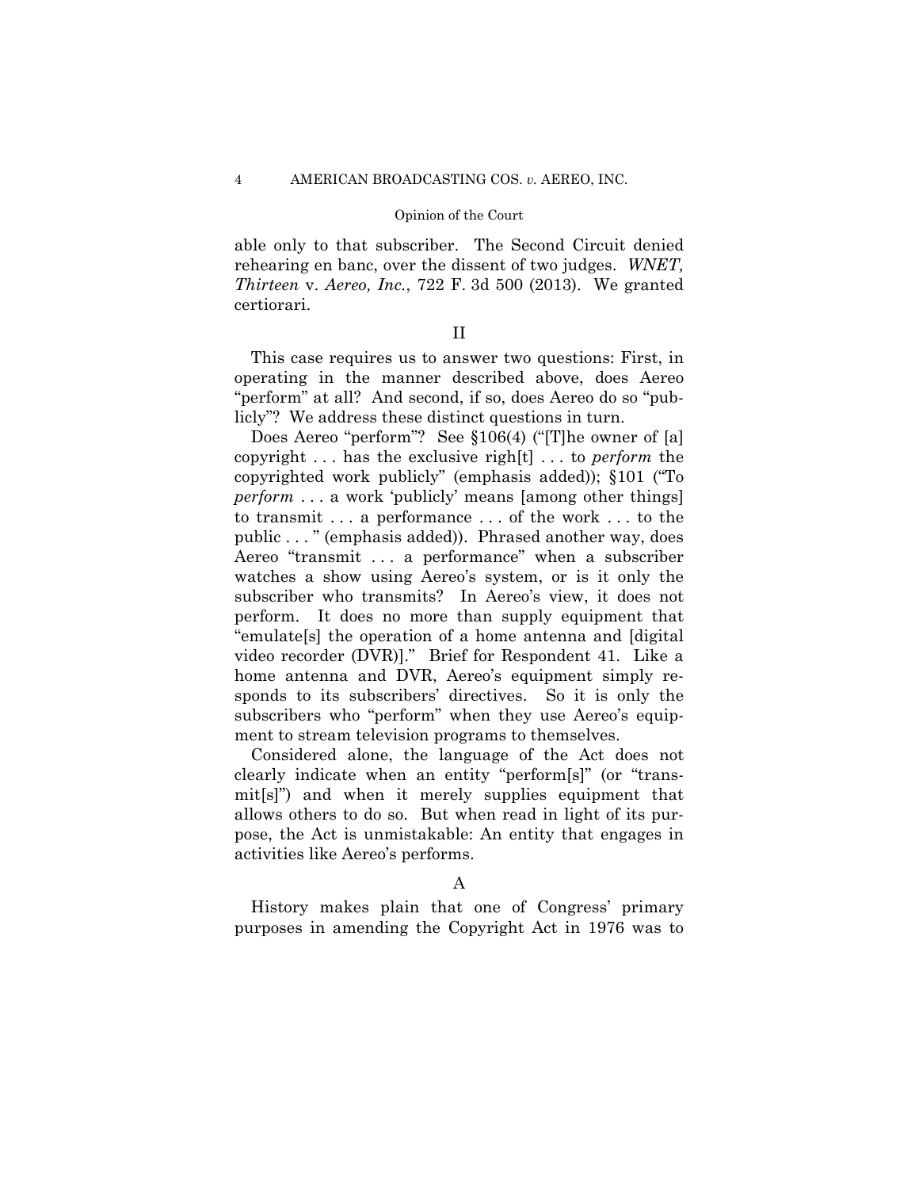able only to that subscriber. The Second Circuit denied rehearing en banc, over the dissent of two judges. *WNET, Thirteen* v. *Aereo, Inc.*, 722 F. 3d 500 (2013). We granted certiorari.

## II

This case requires us to answer two questions: First, in operating in the manner described above, does Aereo "perform" at all? And second, if so, does Aereo do so "publicly"? We address these distinct questions in turn.

Does Aereo "perform"? See §106(4) ("[T]he owner of [a] copyright . . . has the exclusive righ[t] . . . to *perform* the copyrighted work publicly" (emphasis added)); §101 ("To *perform* . . . a work 'publicly' means [among other things] to transmit . . . a performance . . . of the work . . . to the public . . . " (emphasis added)). Phrased another way, does Aereo "transmit . . . a performance" when a subscriber watches a show using Aereo's system, or is it only the subscriber who transmits? In Aereo's view, it does not perform. It does no more than supply equipment that "emulate[s] the operation of a home antenna and [digital video recorder (DVR)]." Brief for Respondent 41. Like a home antenna and DVR, Aereo's equipment simply responds to its subscribers' directives. So it is only the subscribers who "perform" when they use Aereo's equipment to stream television programs to themselves.

Considered alone, the language of the Act does not clearly indicate when an entity "perform[s]" (or "transmit[s]") and when it merely supplies equipment that allows others to do so. But when read in light of its purpose, the Act is unmistakable: An entity that engages in activities like Aereo's performs.

### A

History makes plain that one of Congress' primary purposes in amending the Copyright Act in 1976 was to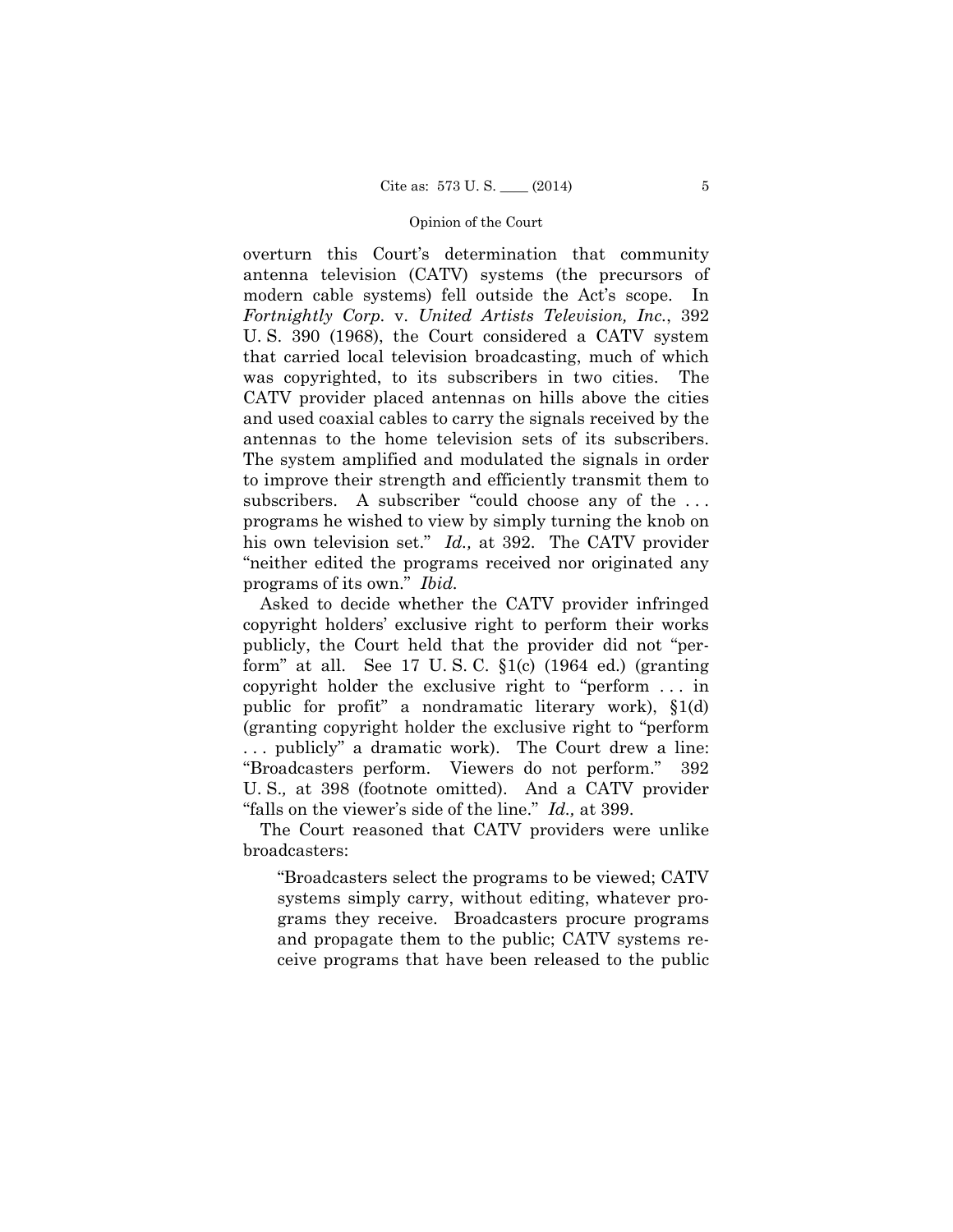overturn this Court's determination that community antenna television (CATV) systems (the precursors of modern cable systems) fell outside the Act's scope. In *Fortnightly Corp.* v. *United Artists Television, Inc.*, 392 U. S. 390 (1968), the Court considered a CATV system that carried local television broadcasting, much of which was copyrighted, to its subscribers in two cities. The CATV provider placed antennas on hills above the cities and used coaxial cables to carry the signals received by the antennas to the home television sets of its subscribers. The system amplified and modulated the signals in order to improve their strength and efficiently transmit them to subscribers. A subscriber "could choose any of the . . . programs he wished to view by simply turning the knob on his own television set." *Id.,* at 392. The CATV provider "neither edited the programs received nor originated any programs of its own." *Ibid.*

Asked to decide whether the CATV provider infringed copyright holders' exclusive right to perform their works publicly, the Court held that the provider did not "perform" at all. See 17 U. S. C. §1(c) (1964 ed.) (granting copyright holder the exclusive right to "perform . . . in public for profit" a nondramatic literary work), §1(d) (granting copyright holder the exclusive right to "perform . . . publicly" a dramatic work). The Court drew a line: "Broadcasters perform. Viewers do not perform." 392 U. S.*,* at 398 (footnote omitted). And a CATV provider "falls on the viewer's side of the line." *Id.,* at 399.

The Court reasoned that CATV providers were unlike broadcasters:

> "Broadcasters select the programs to be viewed; CATV systems simply carry, without editing, whatever programs they receive. Broadcasters procure programs and propagate them to the public; CATV systems receive programs that have been released to the public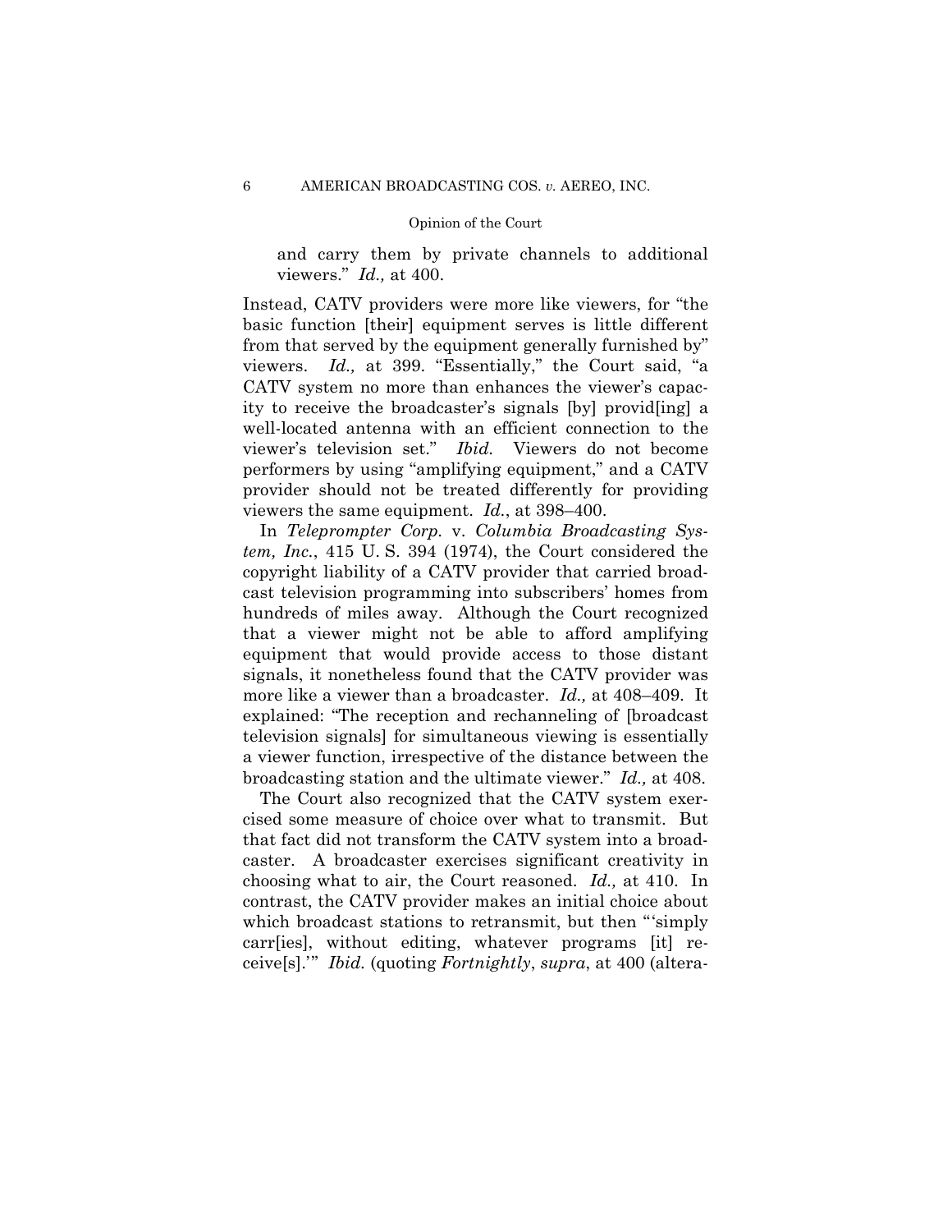and carry them by private channels to additional viewers." *Id.,* at 400.

Instead, CATV providers were more like viewers, for "the basic function [their] equipment serves is little different from that served by the equipment generally furnished by" viewers. *Id.,* at 399. "Essentially," the Court said, "a CATV system no more than enhances the viewer's capacity to receive the broadcaster's signals [by] provid[ing] a well-located antenna with an efficient connection to the viewer's television set." *Ibid.* Viewers do not become performers by using "amplifying equipment," and a CATV provider should not be treated differently for providing viewers the same equipment. *Id.*, at 398–400.

In *Teleprompter Corp.* v. *Columbia Broadcasting System, Inc.*, 415 U. S. 394 (1974), the Court considered the copyright liability of a CATV provider that carried broadcast television programming into subscribers' homes from hundreds of miles away. Although the Court recognized that a viewer might not be able to afford amplifying equipment that would provide access to those distant signals, it nonetheless found that the CATV provider was more like a viewer than a broadcaster. *Id.,* at 408–409. It explained: "The reception and rechanneling of [broadcast television signals] for simultaneous viewing is essentially a viewer function, irrespective of the distance between the broadcasting station and the ultimate viewer." *Id.,* at 408.

The Court also recognized that the CATV system exercised some measure of choice over what to transmit. But that fact did not transform the CATV system into a broadcaster. A broadcaster exercises significant creativity in choosing what to air, the Court reasoned. *Id.,* at 410. In contrast, the CATV provider makes an initial choice about which broadcast stations to retransmit, but then "'simply carr[ies], without editing, whatever programs [it] receive[s].'" *Ibid.* (quoting *Fortnightly*, *supra*, at 400 (altera-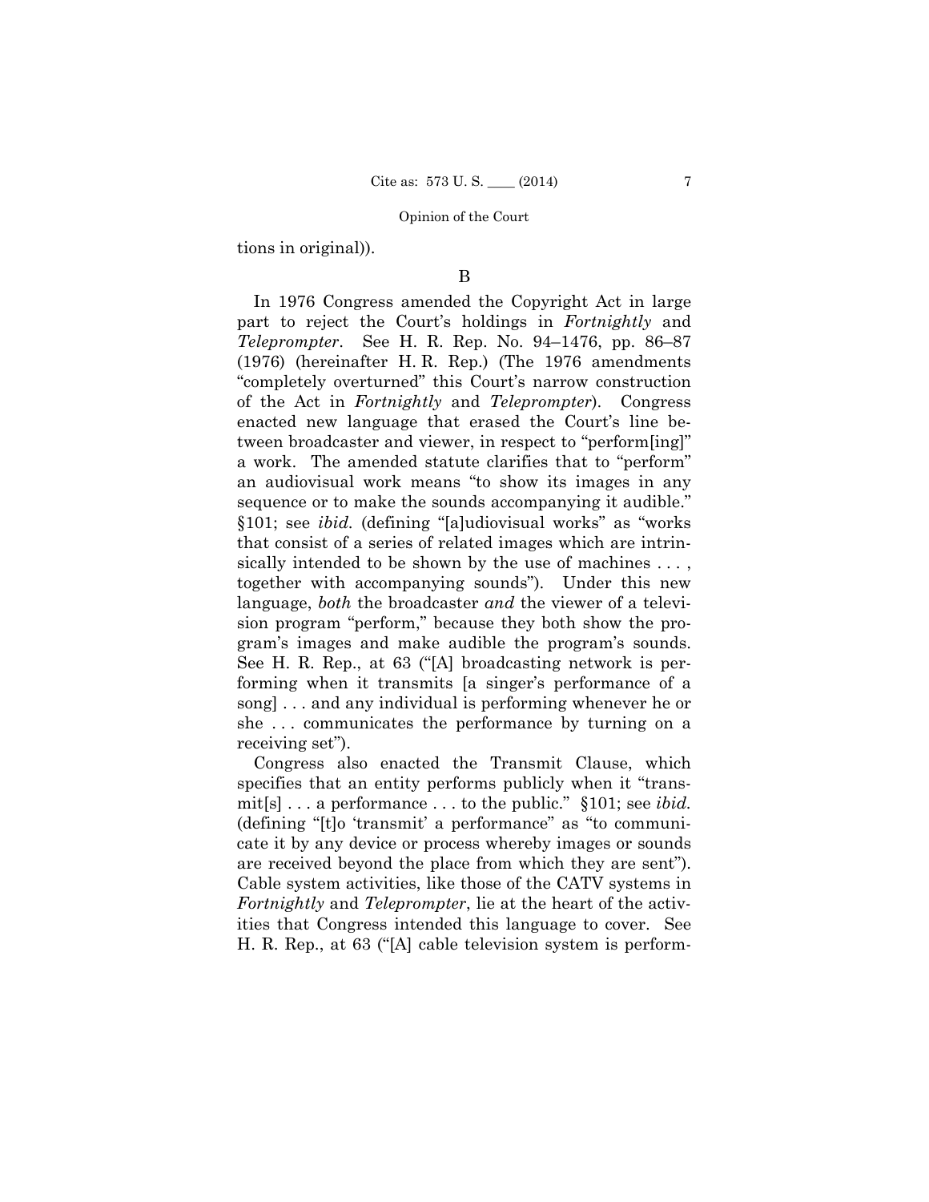tions in original)).

### B

In 1976 Congress amended the Copyright Act in large part to reject the Court's holdings in *Fortnightly* and *Teleprompter*. See H. R. Rep. No. 94–1476, pp. 86–87 (1976) (hereinafter H. R. Rep.) (The 1976 amendments "completely overturned" this Court's narrow construction of the Act in *Fortnightly* and *Teleprompter*). Congress enacted new language that erased the Court's line between broadcaster and viewer, in respect to "perform[ing]" a work. The amended statute clarifies that to "perform" an audiovisual work means "to show its images in any sequence or to make the sounds accompanying it audible." §101; see *ibid.* (defining "[a]udiovisual works" as "works that consist of a series of related images which are intrinsically intended to be shown by the use of machines . . . , together with accompanying sounds"). Under this new language, *both* the broadcaster *and* the viewer of a television program "perform," because they both show the program's images and make audible the program's sounds. See H. R. Rep., at 63 ("[A] broadcasting network is performing when it transmits [a singer's performance of a song] . . . and any individual is performing whenever he or she . . . communicates the performance by turning on a receiving set").

Congress also enacted the Transmit Clause, which specifies that an entity performs publicly when it "transmit[s] . . . a performance . . . to the public." §101; see *ibid.* (defining "[t]o 'transmit' a performance" as "to communicate it by any device or process whereby images or sounds are received beyond the place from which they are sent"). Cable system activities, like those of the CATV systems in *Fortnightly* and *Teleprompter*, lie at the heart of the activities that Congress intended this language to cover. See H. R. Rep., at 63 ("[A] cable television system is perform-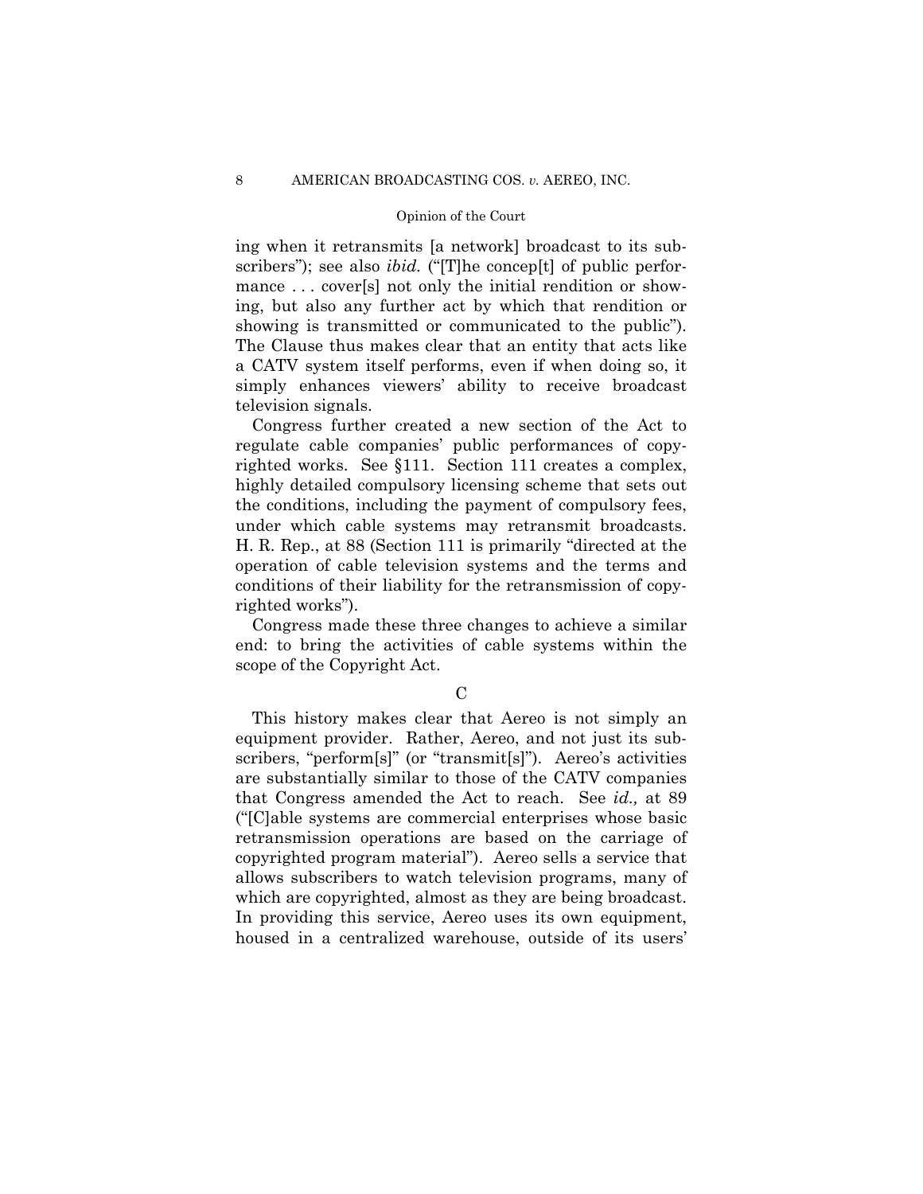ing when it retransmits [a network] broadcast to its subscribers"); see also *ibid.* ("[T]he concep[t] of public performance . . . cover[s] not only the initial rendition or showing, but also any further act by which that rendition or showing is transmitted or communicated to the public"). The Clause thus makes clear that an entity that acts like a CATV system itself performs, even if when doing so, it simply enhances viewers' ability to receive broadcast television signals.

Congress further created a new section of the Act to regulate cable companies' public performances of copyrighted works. See §111. Section 111 creates a complex, highly detailed compulsory licensing scheme that sets out the conditions, including the payment of compulsory fees, under which cable systems may retransmit broadcasts. H. R. Rep., at 88 (Section 111 is primarily "directed at the operation of cable television systems and the terms and conditions of their liability for the retransmission of copyrighted works").

Congress made these three changes to achieve a similar end: to bring the activities of cable systems within the scope of the Copyright Act.

C

This history makes clear that Aereo is not simply an equipment provider. Rather, Aereo, and not just its subscribers, "perform[s]" (or "transmit[s]"). Aereo's activities are substantially similar to those of the CATV companies that Congress amended the Act to reach. See *id.,* at 89 ("[C]able systems are commercial enterprises whose basic retransmission operations are based on the carriage of copyrighted program material"). Aereo sells a service that allows subscribers to watch television programs, many of which are copyrighted, almost as they are being broadcast. In providing this service, Aereo uses its own equipment, housed in a centralized warehouse, outside of its users'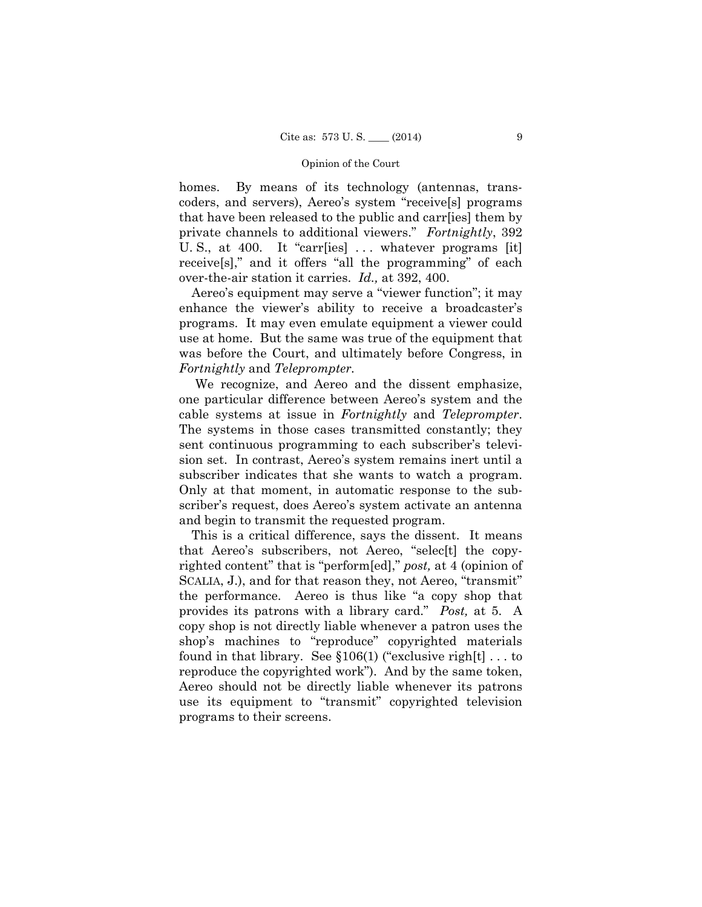homes. By means of its technology (antennas, transcoders, and servers), Aereo's system "receive[s] programs that have been released to the public and carr[ies] them by private channels to additional viewers." *Fortnightly*, 392 U. S., at 400. It "carr[ies] . . . whatever programs [it] receive[s]," and it offers "all the programming" of each over-the-air station it carries. *Id.,* at 392, 400.

Aereo's equipment may serve a "viewer function"; it may enhance the viewer's ability to receive a broadcaster's programs. It may even emulate equipment a viewer could use at home. But the same was true of the equipment that was before the Court, and ultimately before Congress, in *Fortnightly* and *Teleprompter*.

We recognize, and Aereo and the dissent emphasize, one particular difference between Aereo's system and the cable systems at issue in *Fortnightly* and *Teleprompter*. The systems in those cases transmitted constantly; they sent continuous programming to each subscriber's television set. In contrast, Aereo's system remains inert until a subscriber indicates that she wants to watch a program. Only at that moment, in automatic response to the subscriber's request, does Aereo's system activate an antenna and begin to transmit the requested program.

This is a critical difference, says the dissent. It means that Aereo's subscribers, not Aereo, "selec[t] the copyrighted content" that is "perform[ed]," *post,* at 4 (opinion of SCALIA, J.), and for that reason they, not Aereo, "transmit" the performance. Aereo is thus like "a copy shop that provides its patrons with a library card." *Post,* at 5. A copy shop is not directly liable whenever a patron uses the shop's machines to "reproduce" copyrighted materials found in that library. See §106(1) ("exclusive righ[t] . . . to reproduce the copyrighted work"). And by the same token, Aereo should not be directly liable whenever its patrons use its equipment to "transmit" copyrighted television programs to their screens.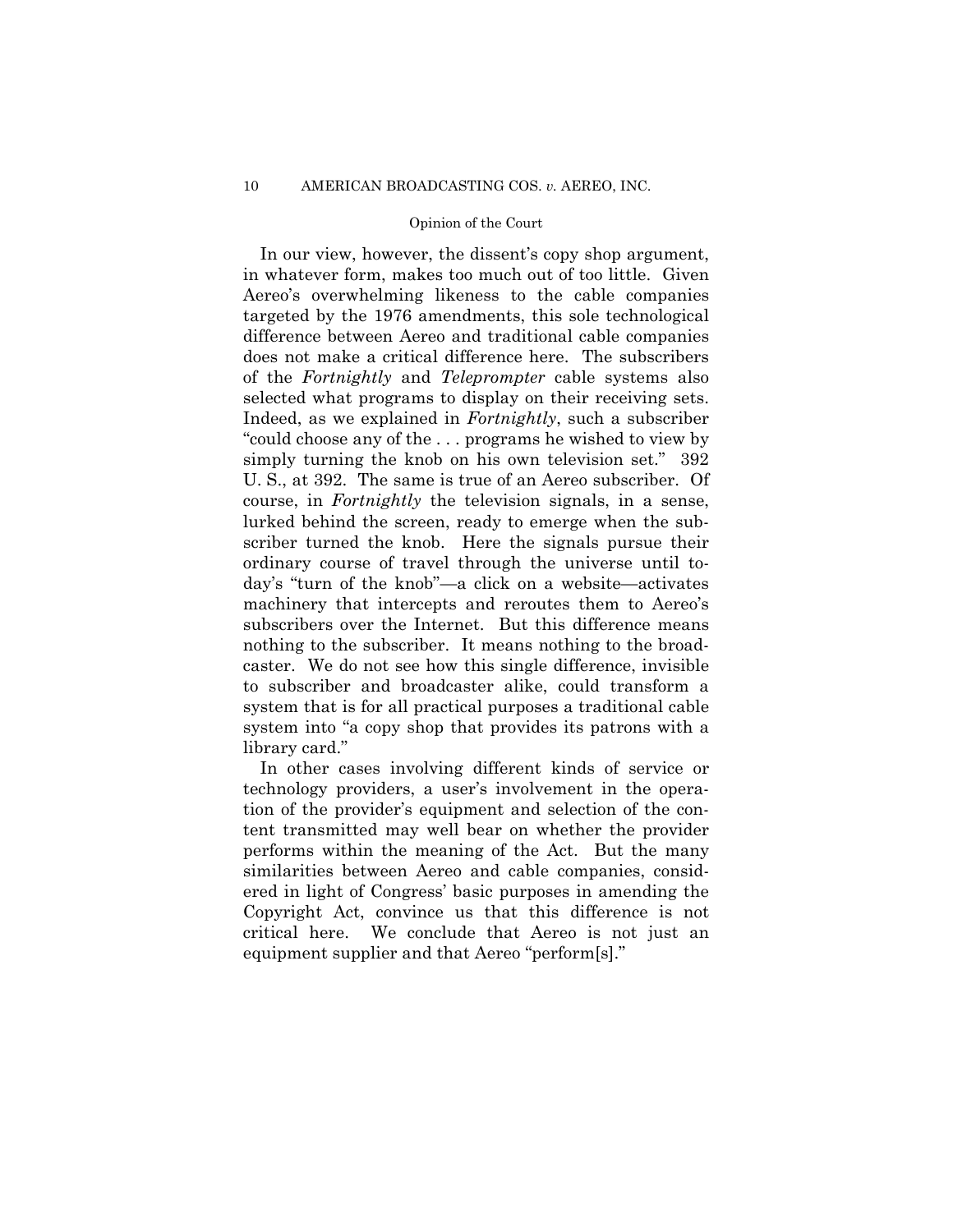In our view, however, the dissent's copy shop argument, in whatever form, makes too much out of too little. Given Aereo's overwhelming likeness to the cable companies targeted by the 1976 amendments, this sole technological difference between Aereo and traditional cable companies does not make a critical difference here. The subscribers of the *Fortnightly* and *Teleprompter* cable systems also selected what programs to display on their receiving sets. Indeed, as we explained in *Fortnightly*, such a subscriber "could choose any of the . . . programs he wished to view by simply turning the knob on his own television set." 392 U. S., at 392. The same is true of an Aereo subscriber. Of course, in *Fortnightly* the television signals, in a sense, lurked behind the screen, ready to emerge when the subscriber turned the knob. Here the signals pursue their ordinary course of travel through the universe until today's "turn of the knob"—a click on a website—activates machinery that intercepts and reroutes them to Aereo's subscribers over the Internet. But this difference means nothing to the subscriber. It means nothing to the broadcaster. We do not see how this single difference, invisible to subscriber and broadcaster alike, could transform a system that is for all practical purposes a traditional cable system into "a copy shop that provides its patrons with a library card."

In other cases involving different kinds of service or technology providers, a user's involvement in the operation of the provider's equipment and selection of the content transmitted may well bear on whether the provider performs within the meaning of the Act. But the many similarities between Aereo and cable companies, considered in light of Congress' basic purposes in amending the Copyright Act, convince us that this difference is not critical here. We conclude that Aereo is not just an equipment supplier and that Aereo "perform[s]."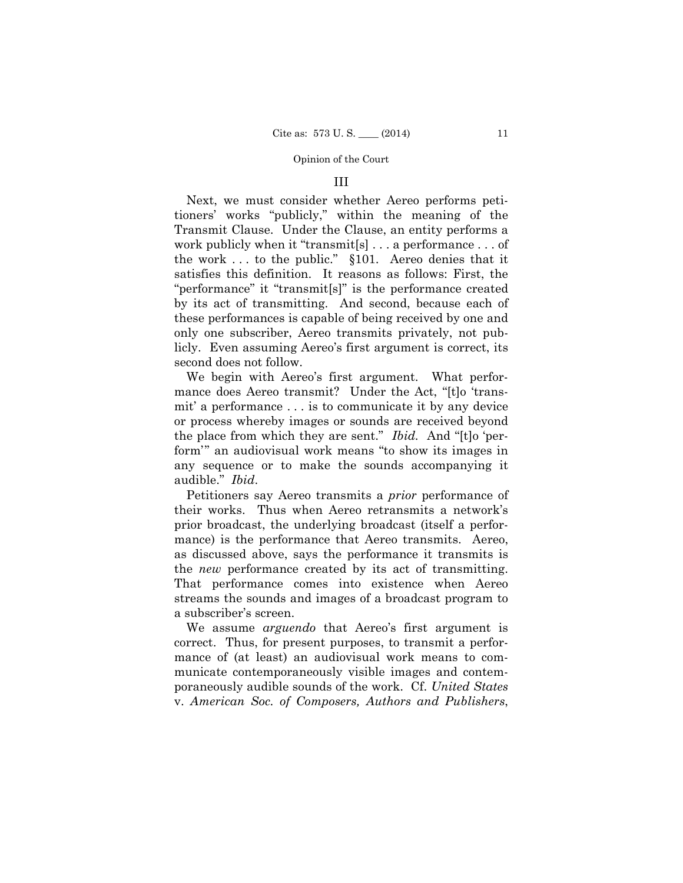## III

Next, we must consider whether Aereo performs petitioners' works "publicly," within the meaning of the Transmit Clause. Under the Clause, an entity performs a work publicly when it "transmit[s] . . . a performance . . . of the work . . . to the public." §101. Aereo denies that it satisfies this definition. It reasons as follows: First, the "performance" it "transmit[s]" is the performance created by its act of transmitting. And second, because each of these performances is capable of being received by one and only one subscriber, Aereo transmits privately, not publicly. Even assuming Aereo's first argument is correct, its second does not follow.

We begin with Aereo's first argument. What performance does Aereo transmit? Under the Act, "[t]o 'transmit' a performance . . . is to communicate it by any device or process whereby images or sounds are received beyond the place from which they are sent." *Ibid.* And "[t]o 'perform'" an audiovisual work means "to show its images in any sequence or to make the sounds accompanying it audible." *Ibid*.

Petitioners say Aereo transmits a *prior* performance of their works. Thus when Aereo retransmits a network's prior broadcast, the underlying broadcast (itself a performance) is the performance that Aereo transmits. Aereo, as discussed above, says the performance it transmits is the *new* performance created by its act of transmitting. That performance comes into existence when Aereo streams the sounds and images of a broadcast program to a subscriber's screen.

We assume *arguendo* that Aereo's first argument is correct. Thus, for present purposes, to transmit a performance of (at least) an audiovisual work means to communicate contemporaneously visible images and contemporaneously audible sounds of the work. Cf. *United States* v. *American Soc. of Composers, Authors and Publishers*,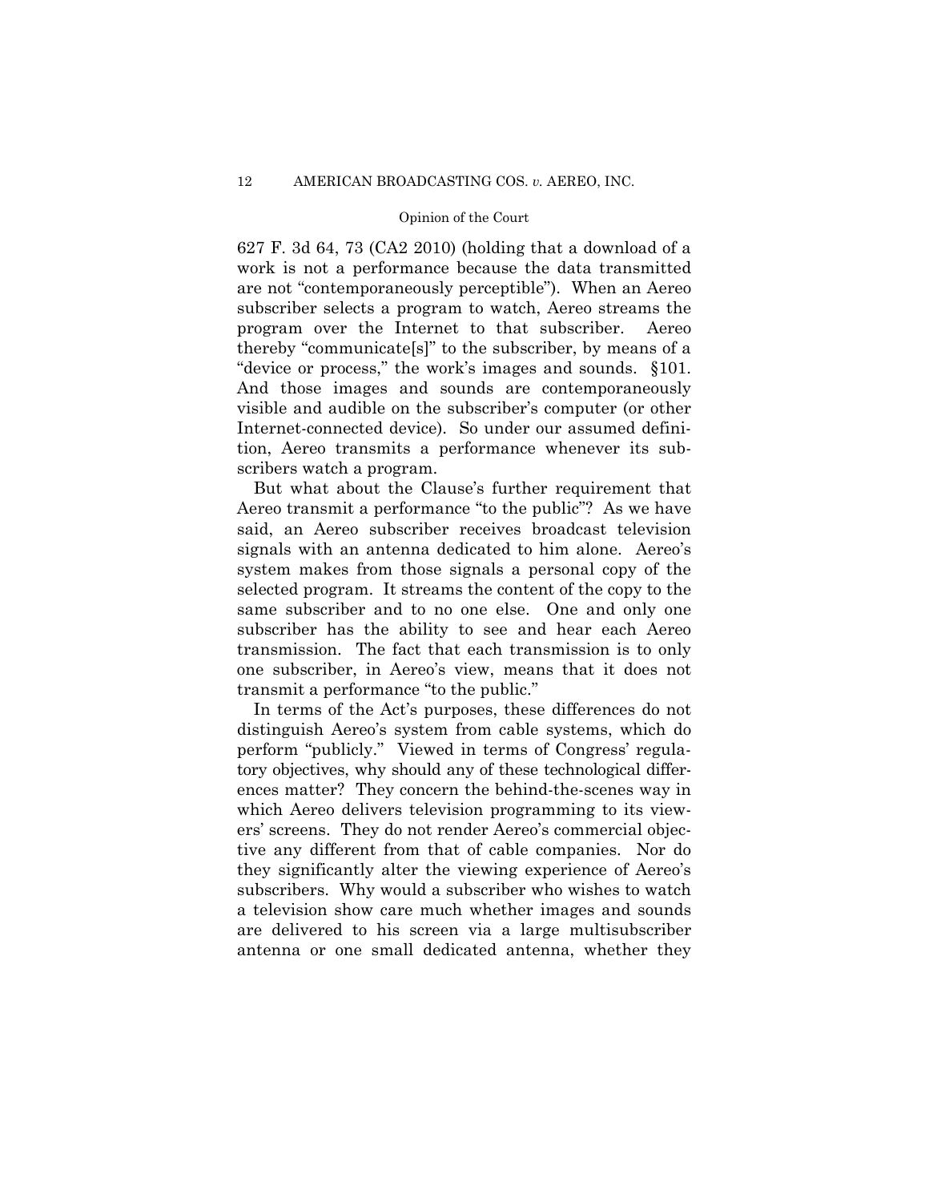627 F. 3d 64, 73 (CA2 2010) (holding that a download of a work is not a performance because the data transmitted are not "contemporaneously perceptible"). When an Aereo subscriber selects a program to watch, Aereo streams the program over the Internet to that subscriber. Aereo thereby "communicate[s]" to the subscriber, by means of a "device or process," the work's images and sounds. §101. And those images and sounds are contemporaneously visible and audible on the subscriber's computer (or other Internet-connected device). So under our assumed definition, Aereo transmits a performance whenever its subscribers watch a program.

But what about the Clause's further requirement that Aereo transmit a performance "to the public"? As we have said, an Aereo subscriber receives broadcast television signals with an antenna dedicated to him alone. Aereo's system makes from those signals a personal copy of the selected program. It streams the content of the copy to the same subscriber and to no one else. One and only one subscriber has the ability to see and hear each Aereo transmission. The fact that each transmission is to only one subscriber, in Aereo's view, means that it does not transmit a performance "to the public."

In terms of the Act's purposes, these differences do not distinguish Aereo's system from cable systems, which do perform "publicly." Viewed in terms of Congress' regulatory objectives, why should any of these technological differences matter? They concern the behind-the-scenes way in which Aereo delivers television programming to its viewers' screens. They do not render Aereo's commercial objective any different from that of cable companies. Nor do they significantly alter the viewing experience of Aereo's subscribers. Why would a subscriber who wishes to watch a television show care much whether images and sounds are delivered to his screen via a large multisubscriber antenna or one small dedicated antenna, whether they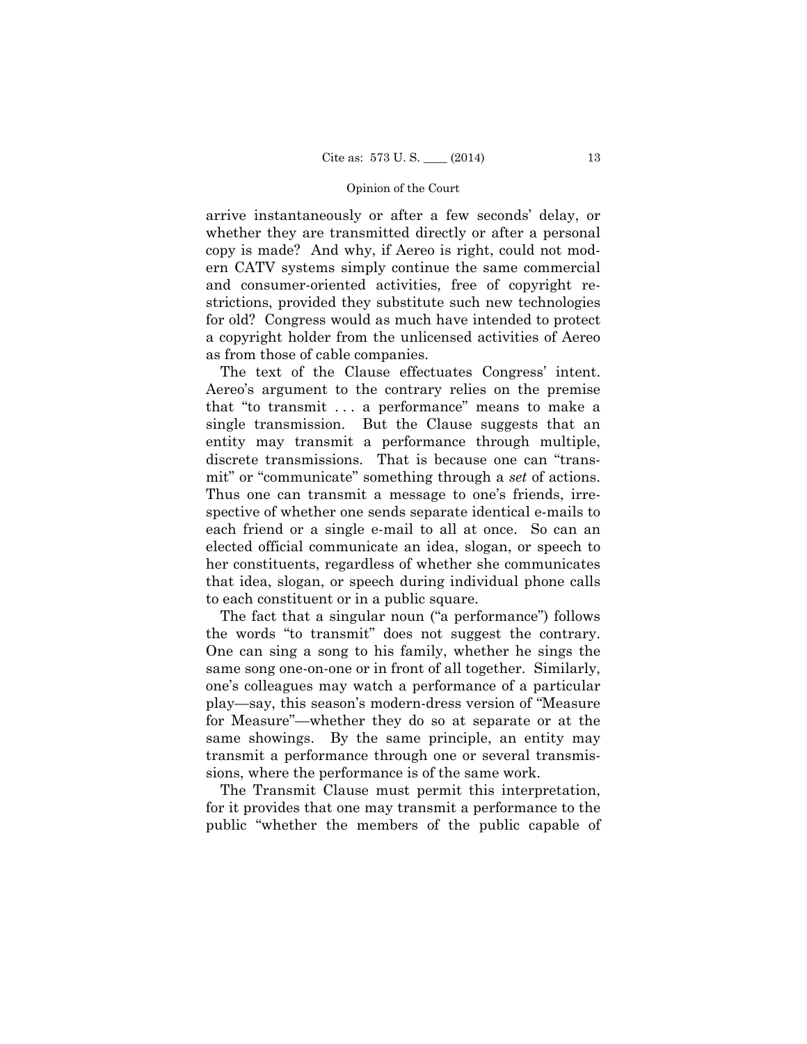arrive instantaneously or after a few seconds' delay, or whether they are transmitted directly or after a personal copy is made? And why, if Aereo is right, could not modern CATV systems simply continue the same commercial and consumer-oriented activities, free of copyright restrictions, provided they substitute such new technologies for old? Congress would as much have intended to protect a copyright holder from the unlicensed activities of Aereo as from those of cable companies.

The text of the Clause effectuates Congress' intent. Aereo's argument to the contrary relies on the premise that "to transmit . . . a performance" means to make a single transmission. But the Clause suggests that an entity may transmit a performance through multiple, discrete transmissions. That is because one can "transmit" or "communicate" something through a *set* of actions. Thus one can transmit a message to one's friends, irrespective of whether one sends separate identical e-mails to each friend or a single e-mail to all at once. So can an elected official communicate an idea, slogan, or speech to her constituents, regardless of whether she communicates that idea, slogan, or speech during individual phone calls to each constituent or in a public square.

The fact that a singular noun ("a performance") follows the words "to transmit" does not suggest the contrary. One can sing a song to his family, whether he sings the same song one-on-one or in front of all together. Similarly, one's colleagues may watch a performance of a particular play—say, this season's modern-dress version of "Measure for Measure"—whether they do so at separate or at the same showings. By the same principle, an entity may transmit a performance through one or several transmissions, where the performance is of the same work.

The Transmit Clause must permit this interpretation, for it provides that one may transmit a performance to the public "whether the members of the public capable of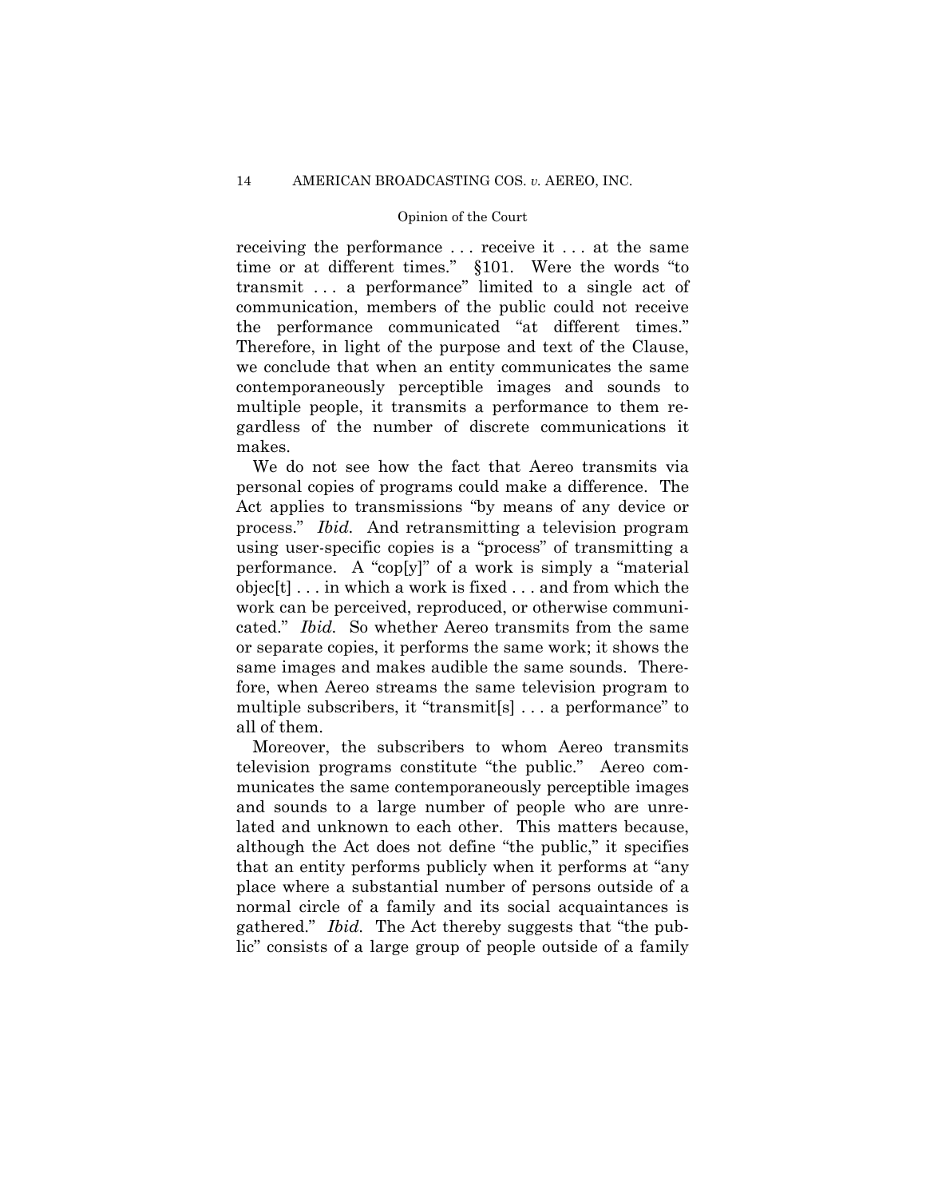receiving the performance . . . receive it . . . at the same time or at different times." §101. Were the words "to transmit . . . a performance" limited to a single act of communication, members of the public could not receive the performance communicated "at different times." Therefore, in light of the purpose and text of the Clause, we conclude that when an entity communicates the same contemporaneously perceptible images and sounds to multiple people, it transmits a performance to them regardless of the number of discrete communications it makes.

We do not see how the fact that Aereo transmits via personal copies of programs could make a difference. The Act applies to transmissions "by means of any device or process." *Ibid.* And retransmitting a television program using user-specific copies is a "process" of transmitting a performance. A "cop[y]" of a work is simply a "material objec[t] . . . in which a work is fixed . . . and from which the work can be perceived, reproduced, or otherwise communicated." *Ibid.* So whether Aereo transmits from the same or separate copies, it performs the same work; it shows the same images and makes audible the same sounds. Therefore, when Aereo streams the same television program to multiple subscribers, it "transmit[s] . . . a performance" to all of them.

Moreover, the subscribers to whom Aereo transmits television programs constitute "the public." Aereo communicates the same contemporaneously perceptible images and sounds to a large number of people who are unrelated and unknown to each other. This matters because, although the Act does not define "the public," it specifies that an entity performs publicly when it performs at "any place where a substantial number of persons outside of a normal circle of a family and its social acquaintances is gathered." *Ibid.* The Act thereby suggests that "the public" consists of a large group of people outside of a family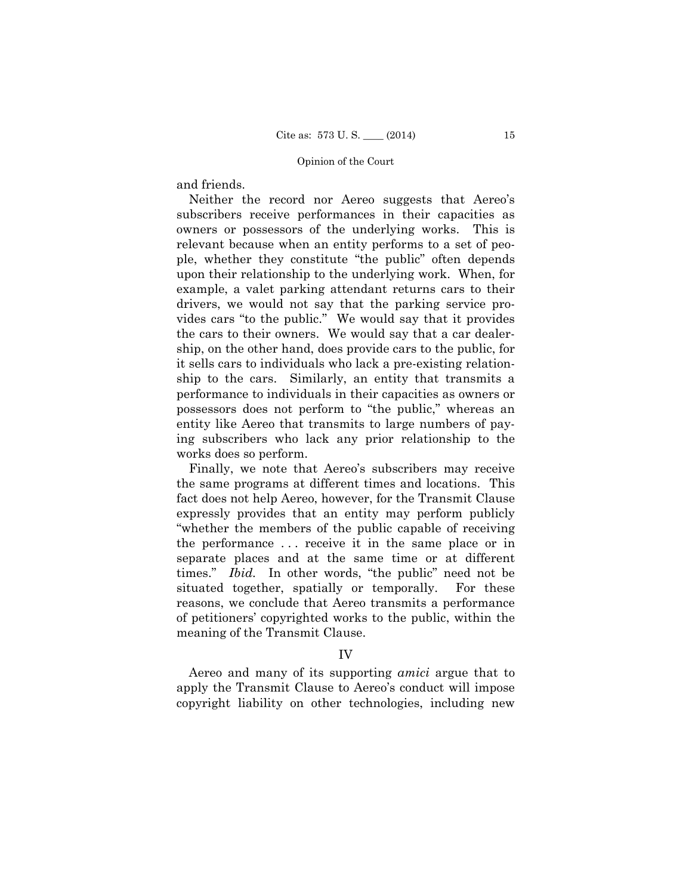and friends.

Neither the record nor Aereo suggests that Aereo's subscribers receive performances in their capacities as owners or possessors of the underlying works. This is relevant because when an entity performs to a set of people, whether they constitute "the public" often depends upon their relationship to the underlying work. When, for example, a valet parking attendant returns cars to their drivers, we would not say that the parking service provides cars "to the public." We would say that it provides the cars to their owners. We would say that a car dealership, on the other hand, does provide cars to the public, for it sells cars to individuals who lack a pre-existing relationship to the cars. Similarly, an entity that transmits a performance to individuals in their capacities as owners or possessors does not perform to "the public," whereas an entity like Aereo that transmits to large numbers of paying subscribers who lack any prior relationship to the works does so perform.

Finally, we note that Aereo's subscribers may receive the same programs at different times and locations. This fact does not help Aereo, however, for the Transmit Clause expressly provides that an entity may perform publicly "whether the members of the public capable of receiving the performance . . . receive it in the same place or in separate places and at the same time or at different times." *Ibid.* In other words, "the public" need not be situated together, spatially or temporally. For these reasons, we conclude that Aereo transmits a performance of petitioners' copyrighted works to the public, within the meaning of the Transmit Clause.

## IV

Aereo and many of its supporting *amici* argue that to apply the Transmit Clause to Aereo's conduct will impose copyright liability on other technologies, including new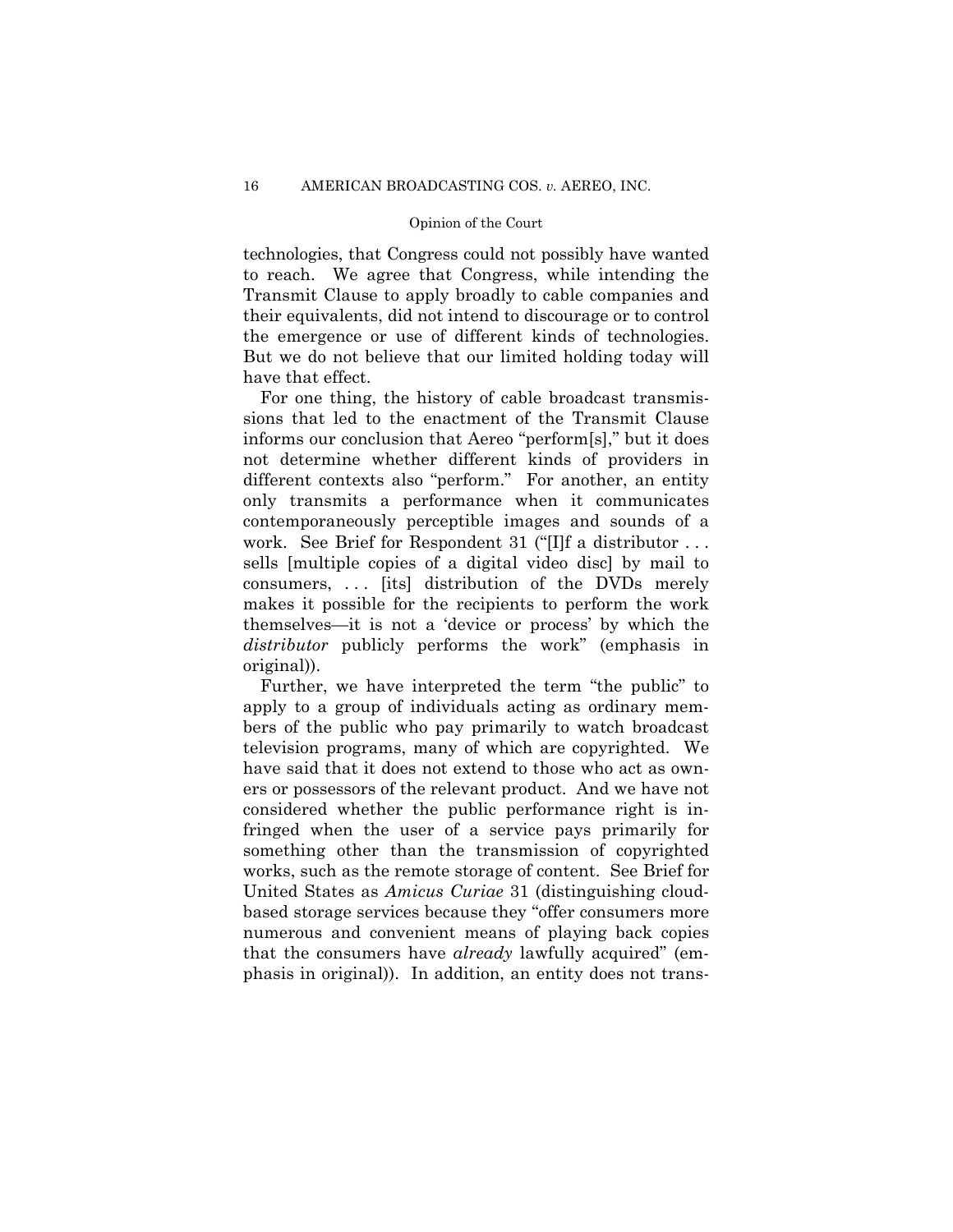technologies, that Congress could not possibly have wanted to reach. We agree that Congress, while intending the Transmit Clause to apply broadly to cable companies and their equivalents, did not intend to discourage or to control the emergence or use of different kinds of technologies. But we do not believe that our limited holding today will have that effect.

For one thing, the history of cable broadcast transmissions that led to the enactment of the Transmit Clause informs our conclusion that Aereo "perform[s]," but it does not determine whether different kinds of providers in different contexts also "perform." For another, an entity only transmits a performance when it communicates contemporaneously perceptible images and sounds of a work. See Brief for Respondent 31 ("[I]f a distributor . . . sells [multiple copies of a digital video disc] by mail to consumers, . . . [its] distribution of the DVDs merely makes it possible for the recipients to perform the work themselves—it is not a 'device or process' by which the *distributor* publicly performs the work" (emphasis in original)).

Further, we have interpreted the term "the public" to apply to a group of individuals acting as ordinary members of the public who pay primarily to watch broadcast television programs, many of which are copyrighted. We have said that it does not extend to those who act as owners or possessors of the relevant product. And we have not considered whether the public performance right is infringed when the user of a service pays primarily for something other than the transmission of copyrighted works, such as the remote storage of content. See Brief for United States as *Amicus Curiae* 31 (distinguishing cloud-based storage services because they "offer consumers more numerous and convenient means of playing back copies that the consumers have *already* lawfully acquired" (emphasis in original)). In addition, an entity does not trans-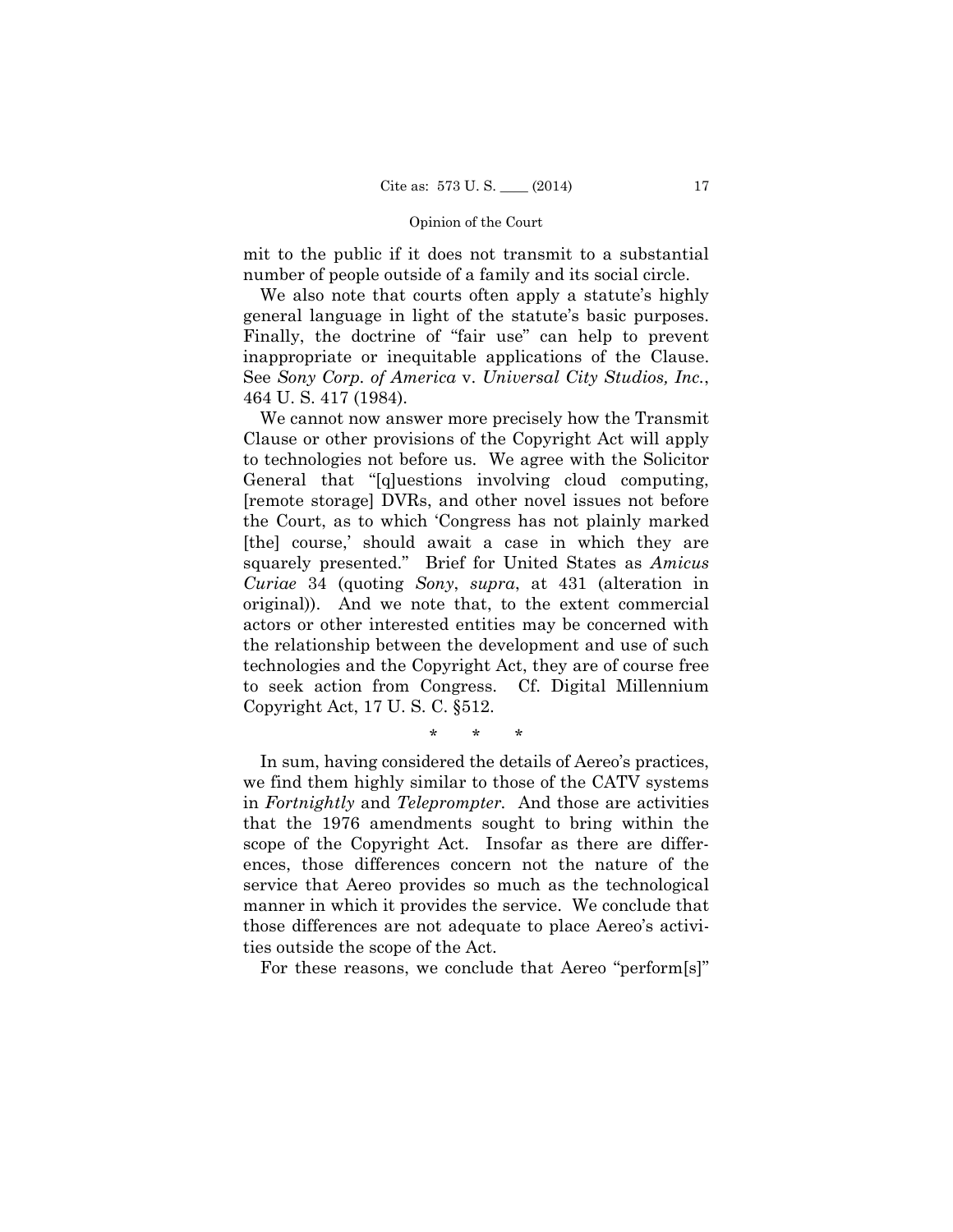mit to the public if it does not transmit to a substantial number of people outside of a family and its social circle.

We also note that courts often apply a statute's highly general language in light of the statute's basic purposes. Finally, the doctrine of "fair use" can help to prevent inappropriate or inequitable applications of the Clause. See *Sony Corp. of America* v. *Universal City Studios, Inc.*, 464 U. S. 417 (1984).

We cannot now answer more precisely how the Transmit Clause or other provisions of the Copyright Act will apply to technologies not before us. We agree with the Solicitor General that "[q]uestions involving cloud computing, [remote storage] DVRs, and other novel issues not before the Court, as to which 'Congress has not plainly marked [the] course,' should await a case in which they are squarely presented." Brief for United States as *Amicus Curiae* 34 (quoting *Sony*, *supra*, at 431 (alteration in original)). And we note that, to the extent commercial actors or other interested entities may be concerned with the relationship between the development and use of such technologies and the Copyright Act, they are of course free to seek action from Congress. Cf. Digital Millennium Copyright Act, 17 U. S. C. §512.

\* \* \*

In sum, having considered the details of Aereo's practices, we find them highly similar to those of the CATV systems in *Fortnightly* and *Teleprompter*. And those are activities that the 1976 amendments sought to bring within the scope of the Copyright Act. Insofar as there are differences, those differences concern not the nature of the service that Aereo provides so much as the technological manner in which it provides the service. We conclude that those differences are not adequate to place Aereo's activities outside the scope of the Act.

For these reasons, we conclude that Aereo "perform[s]"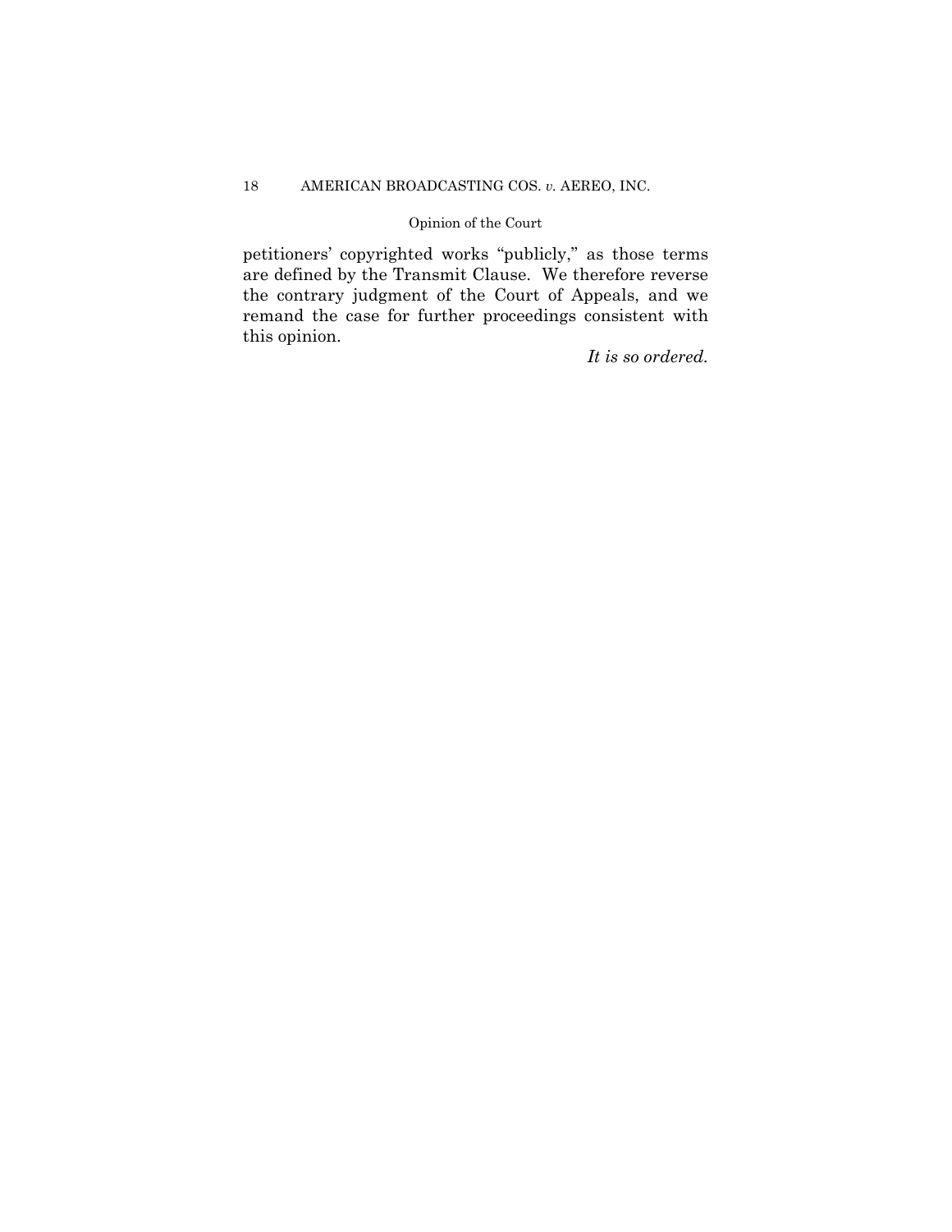petitioners' copyrighted works "publicly," as those terms are defined by the Transmit Clause. We therefore reverse the contrary judgment of the Court of Appeals, and we remand the case for further proceedings consistent with this opinion.

*It is so ordered.*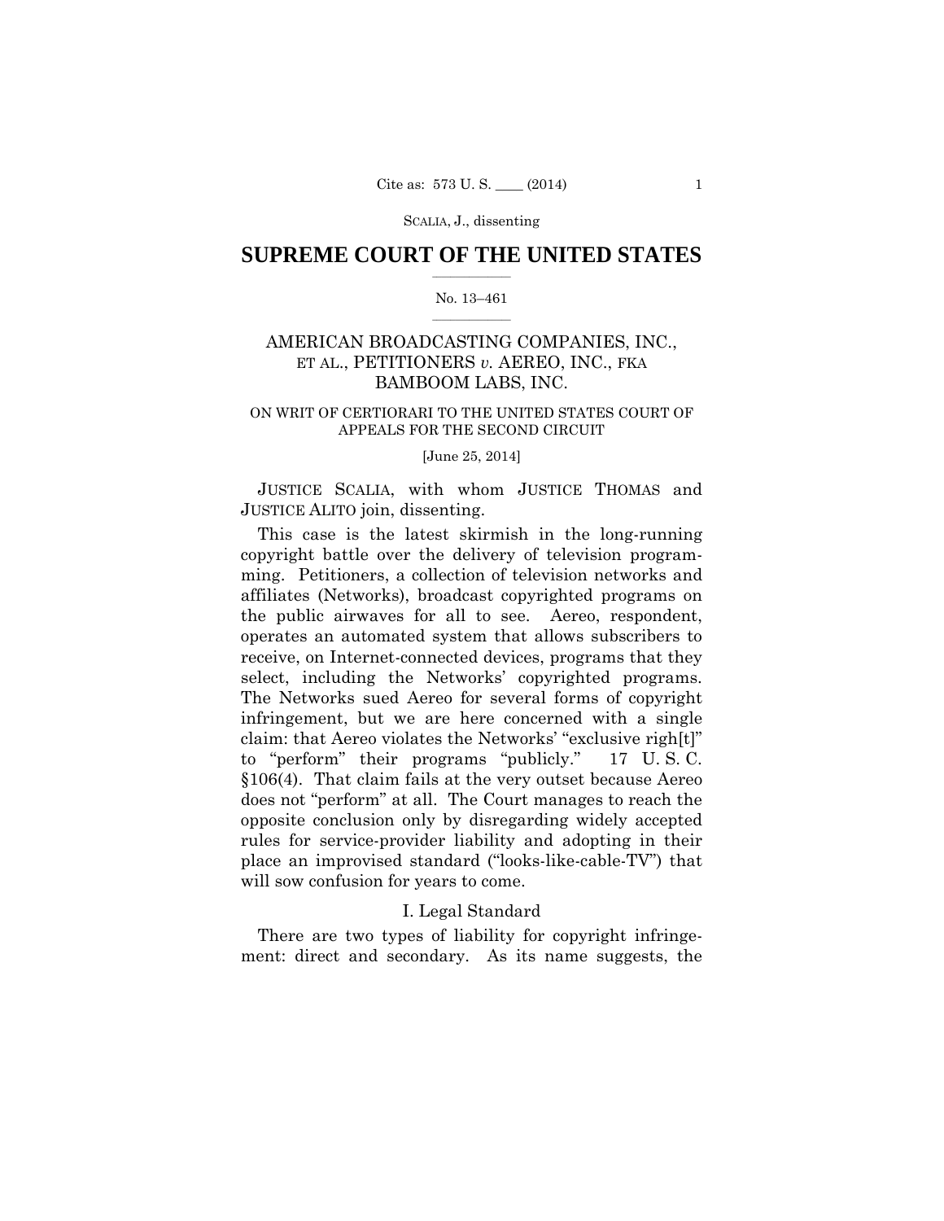# SUPREME COURT OF THE UNITED STATES

No. 13–461

AMERICAN BROADCASTING COMPANIES, INC., ET AL., PETITIONERS *v.* AEREO, INC., FKA BAMBOOM LABS, INC.

ON WRIT OF CERTIORARI TO THE UNITED STATES COURT OF APPEALS FOR THE SECOND CIRCUIT

[June 25, 2014]

JUSTICE SCALIA, with whom JUSTICE THOMAS and JUSTICE ALITO join, dissenting.

This case is the latest skirmish in the long-running copyright battle over the delivery of television programming. Petitioners, a collection of television networks and affiliates (Networks), broadcast copyrighted programs on the public airwaves for all to see. Aereo, respondent, operates an automated system that allows subscribers to receive, on Internet-connected devices, programs that they select, including the Networks' copyrighted programs. The Networks sued Aereo for several forms of copyright infringement, but we are here concerned with a single claim: that Aereo violates the Networks' "exclusive righ[t]" to "perform" their programs "publicly." 17 U. S. C. §106(4). That claim fails at the very outset because Aereo does not "perform" at all. The Court manages to reach the opposite conclusion only by disregarding widely accepted rules for service-provider liability and adopting in their place an improvised standard ("looks-like-cable-TV") that will sow confusion for years to come.

## I. Legal Standard

There are two types of liability for copyright infringement: direct and secondary. As its name suggests, the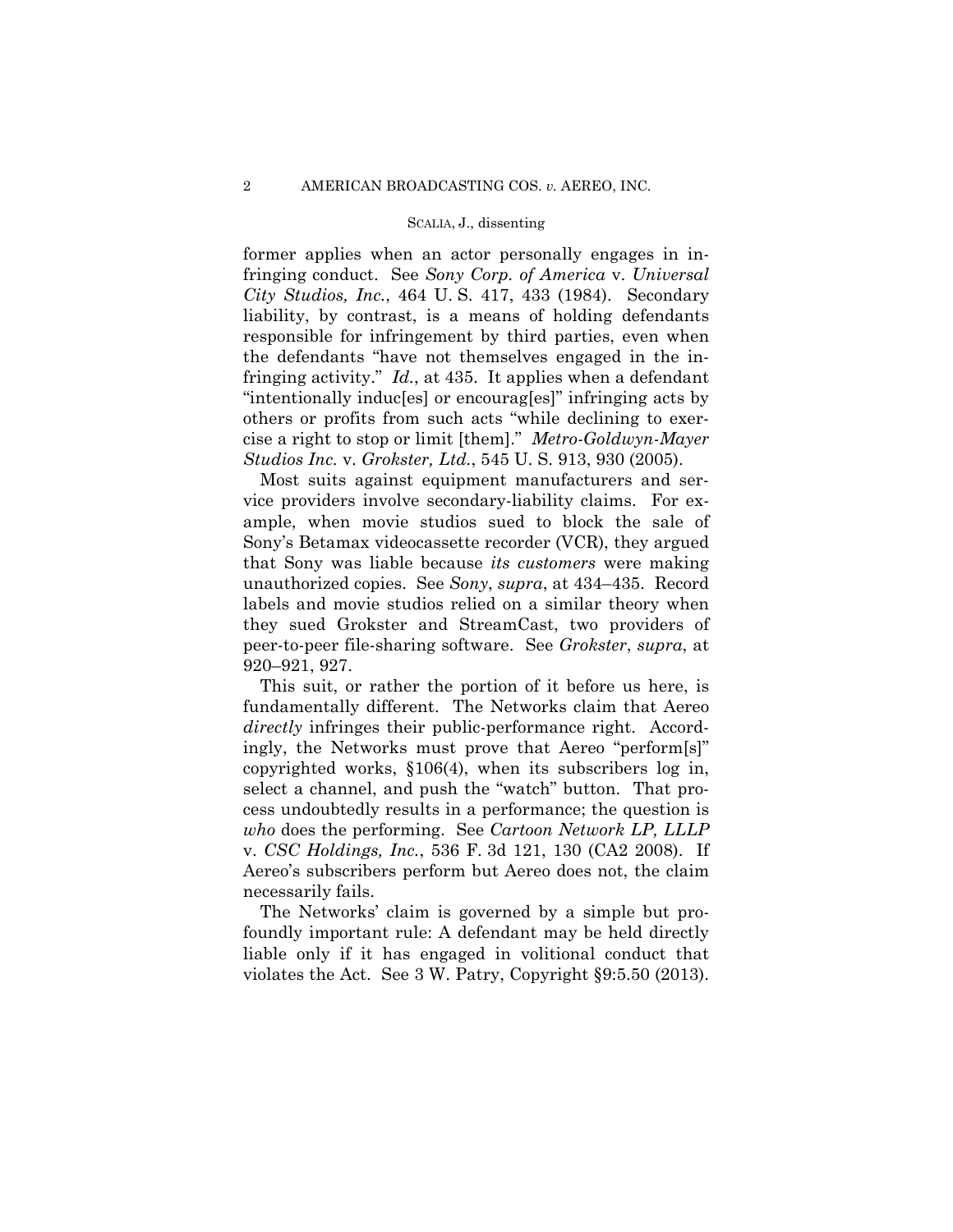former applies when an actor personally engages in infringing conduct. See *Sony Corp. of America* v. *Universal City Studios, Inc.*, 464 U. S. 417, 433 (1984). Secondary liability, by contrast, is a means of holding defendants responsible for infringement by third parties, even when the defendants "have not themselves engaged in the infringing activity." *Id.*, at 435. It applies when a defendant "intentionally induc[es] or encourag[es]" infringing acts by others or profits from such acts "while declining to exercise a right to stop or limit [them]." *Metro-Goldwyn-Mayer Studios Inc.* v. *Grokster, Ltd.*, 545 U. S. 913, 930 (2005).

Most suits against equipment manufacturers and service providers involve secondary-liability claims. For example, when movie studios sued to block the sale of Sony's Betamax videocassette recorder (VCR), they argued that Sony was liable because *its customers* were making unauthorized copies. See *Sony*, *supra*, at 434–435. Record labels and movie studios relied on a similar theory when they sued Grokster and StreamCast, two providers of peer-to-peer file-sharing software. See *Grokster*, *supra*, at 920–921, 927.

This suit, or rather the portion of it before us here, is fundamentally different. The Networks claim that Aereo *directly* infringes their public-performance right. Accordingly, the Networks must prove that Aereo "perform[s]" copyrighted works, §106(4), when its subscribers log in, select a channel, and push the "watch" button. That process undoubtedly results in a performance; the question is *who* does the performing. See *Cartoon Network LP, LLLP* v. *CSC Holdings, Inc.*, 536 F. 3d 121, 130 (CA2 2008). If Aereo's subscribers perform but Aereo does not, the claim necessarily fails.

The Networks' claim is governed by a simple but profoundly important rule: A defendant may be held directly liable only if it has engaged in volitional conduct that violates the Act. See 3 W. Patry, Copyright §9:5.50 (2013).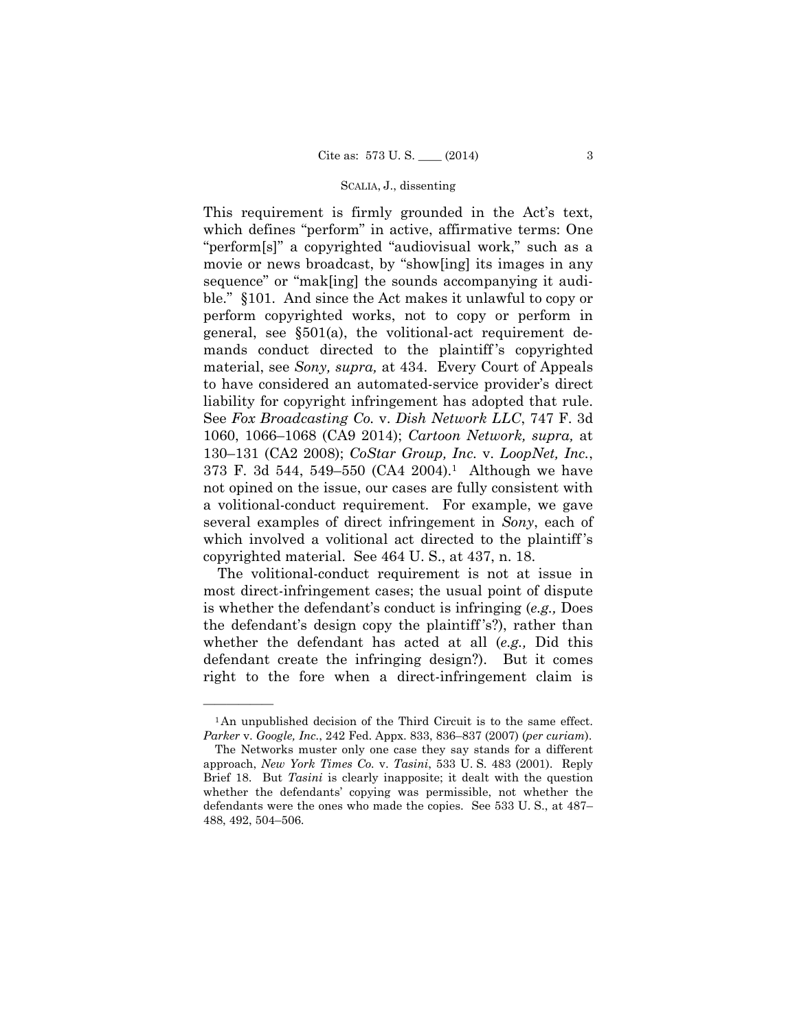This requirement is firmly grounded in the Act's text, which defines "perform" in active, affirmative terms: One "perform[s]" a copyrighted "audiovisual work," such as a movie or news broadcast, by "show[ing] its images in any sequence" or "mak[ing] the sounds accompanying it audible." §101. And since the Act makes it unlawful to copy or perform copyrighted works, not to copy or perform in general, see §501(a), the volitional-act requirement demands conduct directed to the plaintiff's copyrighted material, see *Sony, supra,* at 434. Every Court of Appeals to have considered an automated-service provider's direct liability for copyright infringement has adopted that rule. See *Fox Broadcasting Co.* v. *Dish Network LLC*, 747 F. 3d 1060, 1066–1068 (CA9 2014); *Cartoon Network, supra,* at 130–131 (CA2 2008); *CoStar Group, Inc.* v. *LoopNet, Inc.*, 373 F. 3d 544, 549–550 (CA4 2004).[1] Although we have not opined on the issue, our cases are fully consistent with a volitional-conduct requirement. For example, we gave several examples of direct infringement in *Sony*, each of which involved a volitional act directed to the plaintiff's copyrighted material. See 464 U. S., at 437, n. 18.

The volitional-conduct requirement is not at issue in most direct-infringement cases; the usual point of dispute is whether the defendant's conduct is infringing (*e.g.,* Does the defendant's design copy the plaintiff's?), rather than whether the defendant has acted at all (*e.g.,* Did this defendant create the infringing design?). But it comes right to the fore when a direct-infringement claim is

---

[1] An unpublished decision of the Third Circuit is to the same effect. *Parker* v. *Google, Inc.*, 242 Fed. Appx. 833, 836–837 (2007) (*per curiam*).

The Networks muster only one case they say stands for a different approach, *New York Times Co.* v. *Tasini*, 533 U. S. 483 (2001). Reply Brief 18. But *Tasini* is clearly inapposite; it dealt with the question whether the defendants' copying was permissible, not whether the defendants were the ones who made the copies. See 533 U. S., at 487–488, 492, 504–506.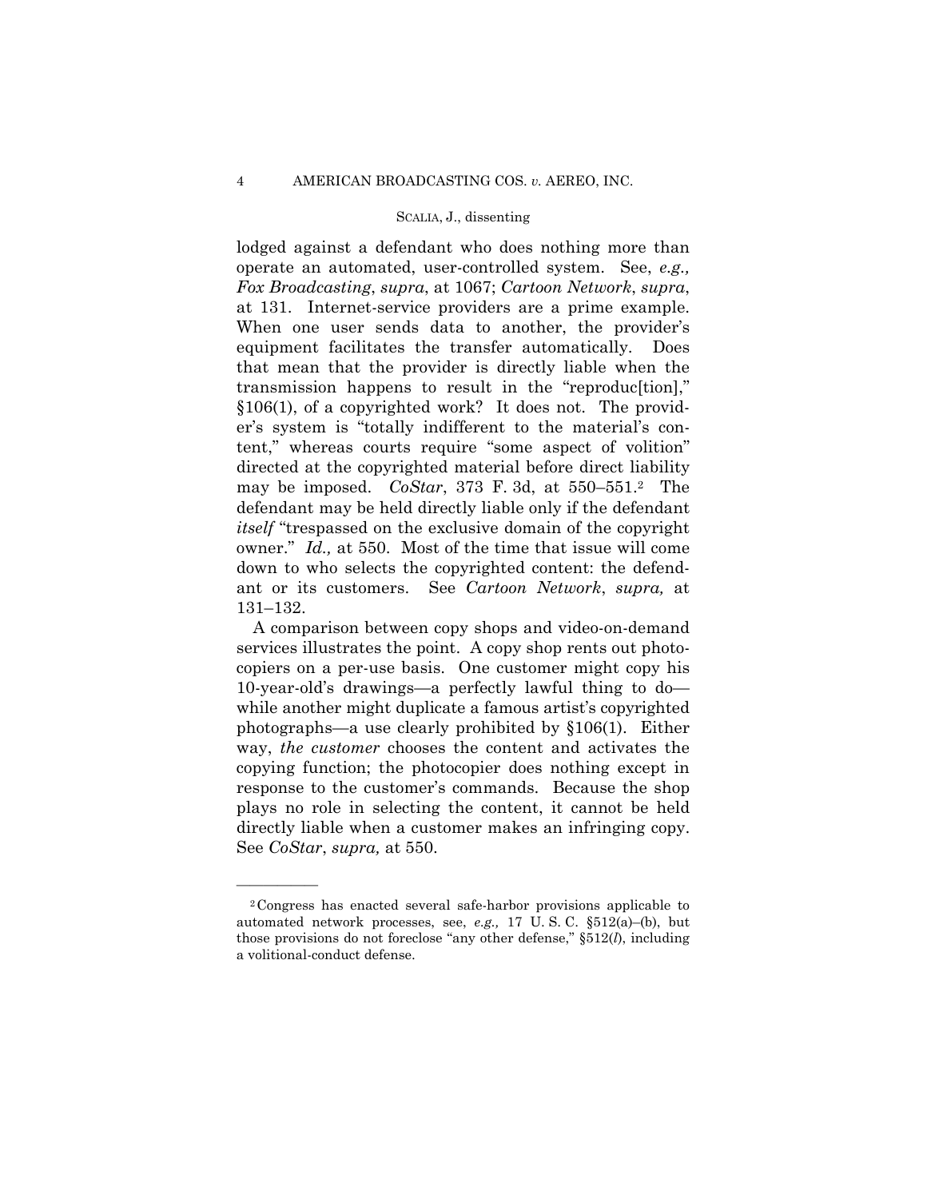lodged against a defendant who does nothing more than operate an automated, user-controlled system. See, *e.g., Fox Broadcasting*, *supra*, at 1067; *Cartoon Network*, *supra*, at 131. Internet-service providers are a prime example. When one user sends data to another, the provider's equipment facilitates the transfer automatically. Does that mean that the provider is directly liable when the transmission happens to result in the "reproduc[tion]," §106(1), of a copyrighted work? It does not. The provider's system is "totally indifferent to the material's content," whereas courts require "some aspect of volition" directed at the copyrighted material before direct liability may be imposed. *CoStar*, 373 F. 3d, at 550–551.[2] The defendant may be held directly liable only if the defendant *itself* "trespassed on the exclusive domain of the copyright owner." *Id.,* at 550. Most of the time that issue will come down to who selects the copyrighted content: the defendant or its customers. See *Cartoon Network*, *supra,* at 131–132.

A comparison between copy shops and video-on-demand services illustrates the point. A copy shop rents out photocopiers on a per-use basis. One customer might copy his 10-year-old's drawings—a perfectly lawful thing to do—while another might duplicate a famous artist's copyrighted photographs—a use clearly prohibited by §106(1). Either way, *the customer* chooses the content and activates the copying function; the photocopier does nothing except in response to the customer's commands. Because the shop plays no role in selecting the content, it cannot be held directly liable when a customer makes an infringing copy. See *CoStar*, *supra,* at 550.

---

[2] Congress has enacted several safe-harbor provisions applicable to automated network processes, see, *e.g.,* 17 U. S. C. §512(a)–(b), but those provisions do not foreclose "any other defense," §512(*l*), including a volitional-conduct defense.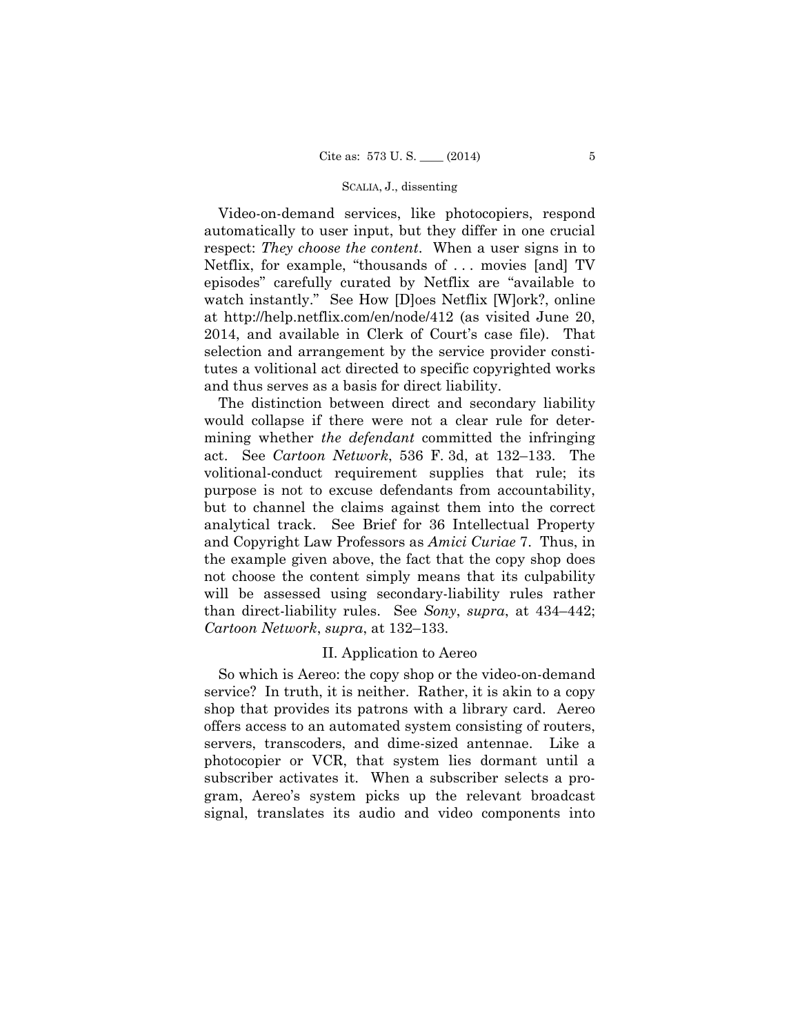Video-on-demand services, like photocopiers, respond automatically to user input, but they differ in one crucial respect: *They choose the content*. When a user signs in to Netflix, for example, "thousands of . . . movies [and] TV episodes" carefully curated by Netflix are "available to watch instantly." See How [D]oes Netflix [W]ork?, online at http://help.netflix.com/en/node/412 (as visited June 20, 2014, and available in Clerk of Court's case file). That selection and arrangement by the service provider constitutes a volitional act directed to specific copyrighted works and thus serves as a basis for direct liability.

The distinction between direct and secondary liability would collapse if there were not a clear rule for determining whether *the defendant* committed the infringing act. See *Cartoon Network*, 536 F. 3d, at 132–133. The volitional-conduct requirement supplies that rule; its purpose is not to excuse defendants from accountability, but to channel the claims against them into the correct analytical track. See Brief for 36 Intellectual Property and Copyright Law Professors as *Amici Curiae* 7. Thus, in the example given above, the fact that the copy shop does not choose the content simply means that its culpability will be assessed using secondary-liability rules rather than direct-liability rules. See *Sony*, *supra*, at 434–442; *Cartoon Network*, *supra*, at 132–133.

## II. Application to Aereo

So which is Aereo: the copy shop or the video-on-demand service? In truth, it is neither. Rather, it is akin to a copy shop that provides its patrons with a library card. Aereo offers access to an automated system consisting of routers, servers, transcoders, and dime-sized antennae. Like a photocopier or VCR, that system lies dormant until a subscriber activates it. When a subscriber selects a program, Aereo's system picks up the relevant broadcast signal, translates its audio and video components into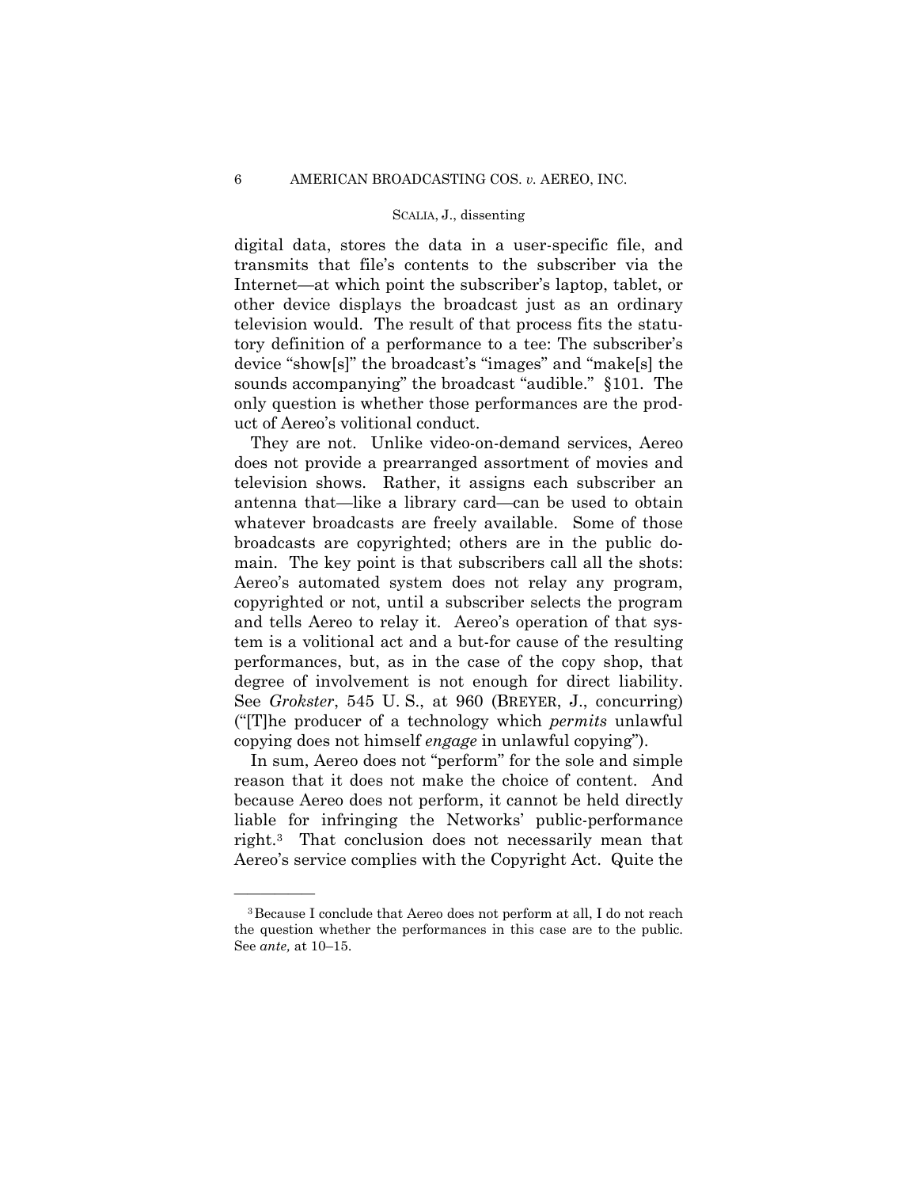digital data, stores the data in a user-specific file, and transmits that file's contents to the subscriber via the Internet—at which point the subscriber's laptop, tablet, or other device displays the broadcast just as an ordinary television would. The result of that process fits the statutory definition of a performance to a tee: The subscriber's device "show[s]" the broadcast's "images" and "make[s] the sounds accompanying" the broadcast "audible." §101. The only question is whether those performances are the product of Aereo's volitional conduct.

They are not. Unlike video-on-demand services, Aereo does not provide a prearranged assortment of movies and television shows. Rather, it assigns each subscriber an antenna that—like a library card—can be used to obtain whatever broadcasts are freely available. Some of those broadcasts are copyrighted; others are in the public domain. The key point is that subscribers call all the shots: Aereo's automated system does not relay any program, copyrighted or not, until a subscriber selects the program and tells Aereo to relay it. Aereo's operation of that system is a volitional act and a but-for cause of the resulting performances, but, as in the case of the copy shop, that degree of involvement is not enough for direct liability. See *Grokster*, 545 U. S., at 960 (BREYER, J., concurring) ("[T]he producer of a technology which *permits* unlawful copying does not himself *engage* in unlawful copying").

In sum, Aereo does not "perform" for the sole and simple reason that it does not make the choice of content. And because Aereo does not perform, it cannot be held directly liable for infringing the Networks' public-performance right.[3] That conclusion does not necessarily mean that Aereo's service complies with the Copyright Act. Quite the

---

[3] Because I conclude that Aereo does not perform at all, I do not reach the question whether the performances in this case are to the public. See *ante,* at 10–15.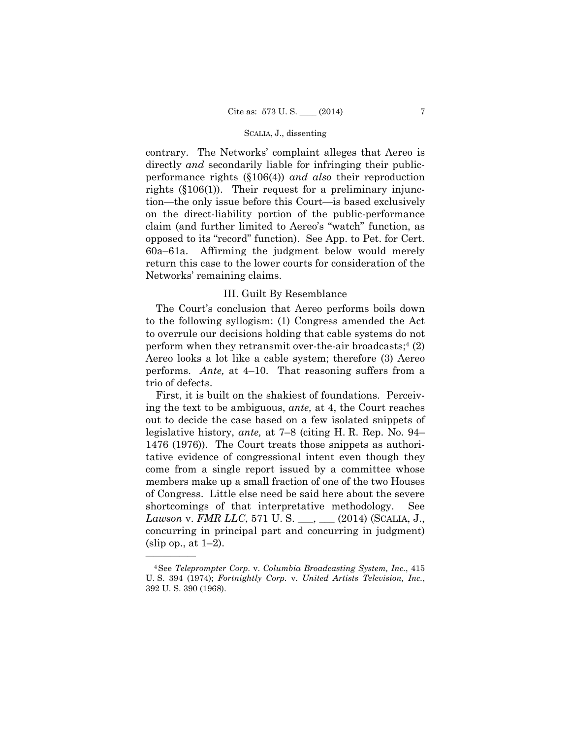contrary. The Networks' complaint alleges that Aereo is directly *and* secondarily liable for infringing their public-performance rights (§106(4)) *and also* their reproduction rights (§106(1)). Their request for a preliminary injunction—the only issue before this Court—is based exclusively on the direct-liability portion of the public-performance claim (and further limited to Aereo's "watch" function, as opposed to its "record" function). See App. to Pet. for Cert. 60a–61a. Affirming the judgment below would merely return this case to the lower courts for consideration of the Networks' remaining claims.

## III. Guilt By Resemblance

The Court's conclusion that Aereo performs boils down to the following syllogism: (1) Congress amended the Act to overrule our decisions holding that cable systems do not perform when they retransmit over-the-air broadcasts;[4] (2) Aereo looks a lot like a cable system; therefore (3) Aereo performs. *Ante,* at 4–10. That reasoning suffers from a trio of defects.

First, it is built on the shakiest of foundations. Perceiving the text to be ambiguous, *ante,* at 4, the Court reaches out to decide the case based on a few isolated snippets of legislative history, *ante,* at 7–8 (citing H. R. Rep. No. 94–1476 (1976)). The Court treats those snippets as authoritative evidence of congressional intent even though they come from a single report issued by a committee whose members make up a small fraction of one of the two Houses of Congress. Little else need be said here about the severe shortcomings of that interpretative methodology. See *Lawson* v. *FMR LLC*, 571 U. S. \_\_\_, \_\_\_ (2014) (SCALIA, J., concurring in principal part and concurring in judgment) (slip op., at 1–2).

———————

[4] See *Teleprompter Corp.* v. *Columbia Broadcasting System, Inc.*, 415 U. S. 394 (1974); *Fortnightly Corp.* v. *United Artists Television, Inc.*, 392 U. S. 390 (1968).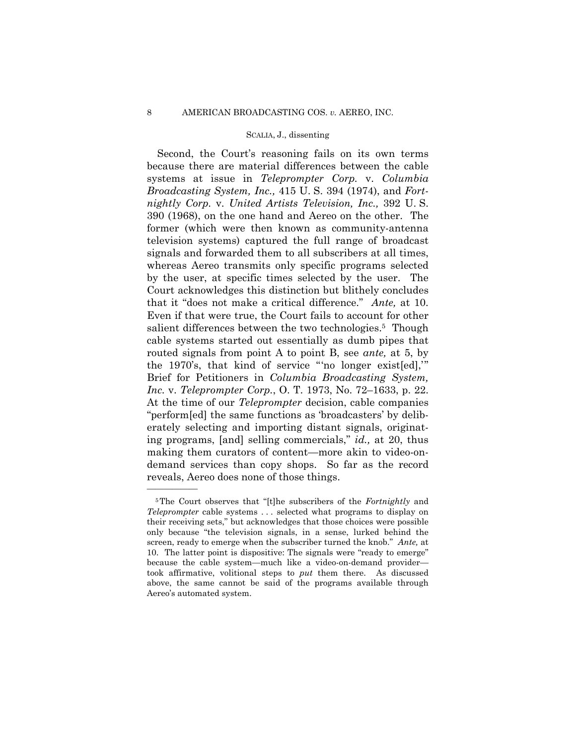Second, the Court's reasoning fails on its own terms because there are material differences between the cable systems at issue in *Teleprompter Corp.* v. *Columbia Broadcasting System, Inc.,* 415 U. S. 394 (1974), and *Fortnightly Corp.* v. *United Artists Television, Inc.,* 392 U. S. 390 (1968), on the one hand and Aereo on the other. The former (which were then known as community-antenna television systems) captured the full range of broadcast signals and forwarded them to all subscribers at all times, whereas Aereo transmits only specific programs selected by the user, at specific times selected by the user. The Court acknowledges this distinction but blithely concludes that it "does not make a critical difference." *Ante,* at 10. Even if that were true, the Court fails to account for other salient differences between the two technologies.[5] Though cable systems started out essentially as dumb pipes that routed signals from point A to point B, see *ante,* at 5, by the 1970's, that kind of service "'no longer exist[ed],'" Brief for Petitioners in *Columbia Broadcasting System, Inc.* v. *Teleprompter Corp.*, O. T. 1973, No. 72–1633, p. 22. At the time of our *Teleprompter* decision, cable companies "perform[ed] the same functions as 'broadcasters' by deliberately selecting and importing distant signals, originating programs, [and] selling commercials," *id.,* at 20, thus making them curators of content—more akin to video-on-demand services than copy shops. So far as the record reveals, Aereo does none of those things.

---

[5] The Court observes that "[t]he subscribers of the *Fortnightly* and *Teleprompter* cable systems . . . selected what programs to display on their receiving sets," but acknowledges that those choices were possible only because "the television signals, in a sense, lurked behind the screen, ready to emerge when the subscriber turned the knob." *Ante,* at 10. The latter point is dispositive: The signals were "ready to emerge" because the cable system—much like a video-on-demand provider—took affirmative, volitional steps to *put* them there. As discussed above, the same cannot be said of the programs available through Aereo's automated system.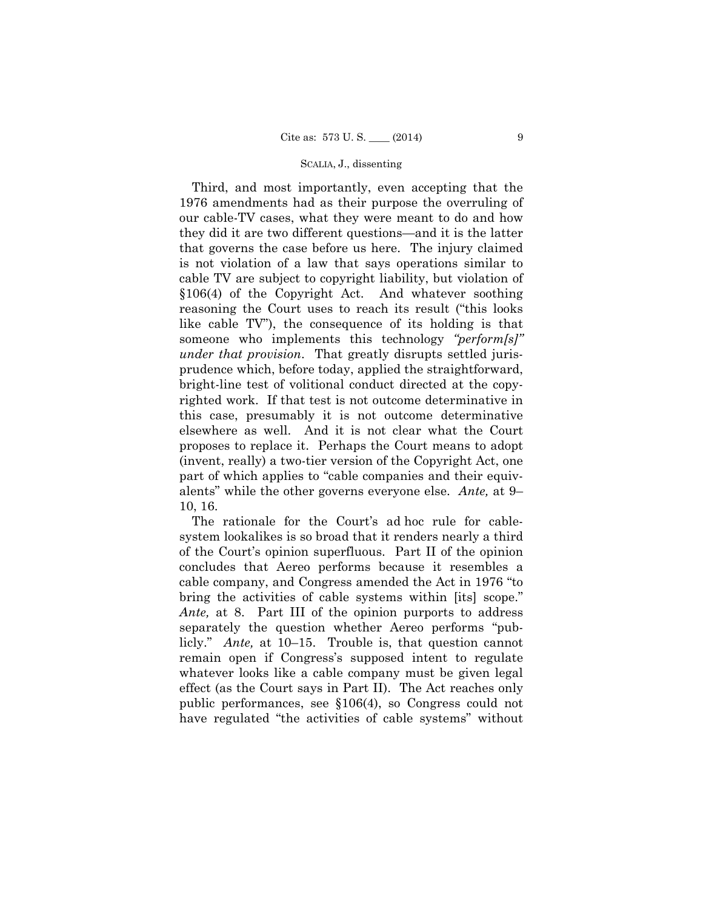Third, and most importantly, even accepting that the 1976 amendments had as their purpose the overruling of our cable-TV cases, what they were meant to do and how they did it are two different questions—and it is the latter that governs the case before us here. The injury claimed is not violation of a law that says operations similar to cable TV are subject to copyright liability, but violation of §106(4) of the Copyright Act. And whatever soothing reasoning the Court uses to reach its result ("this looks like cable TV"), the consequence of its holding is that someone who implements this technology *"perform[s]" under that provision*. That greatly disrupts settled jurisprudence which, before today, applied the straightforward, bright-line test of volitional conduct directed at the copyrighted work. If that test is not outcome determinative in this case, presumably it is not outcome determinative elsewhere as well. And it is not clear what the Court proposes to replace it. Perhaps the Court means to adopt (invent, really) a two-tier version of the Copyright Act, one part of which applies to "cable companies and their equivalents" while the other governs everyone else. *Ante,* at 9–10, 16.

The rationale for the Court's ad hoc rule for cable-system lookalikes is so broad that it renders nearly a third of the Court's opinion superfluous. Part II of the opinion concludes that Aereo performs because it resembles a cable company, and Congress amended the Act in 1976 "to bring the activities of cable systems within [its] scope." *Ante,* at 8. Part III of the opinion purports to address separately the question whether Aereo performs "publicly." *Ante,* at 10–15. Trouble is, that question cannot remain open if Congress's supposed intent to regulate whatever looks like a cable company must be given legal effect (as the Court says in Part II). The Act reaches only public performances, see §106(4), so Congress could not have regulated "the activities of cable systems" without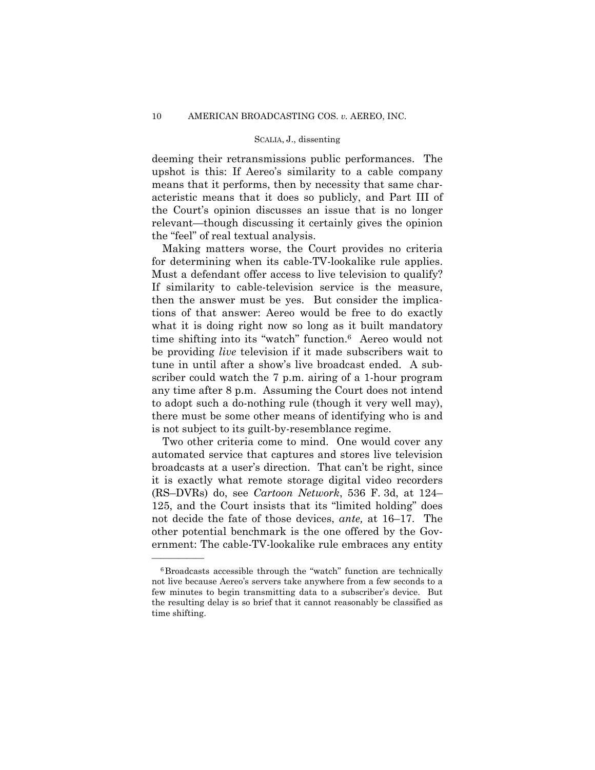deeming their retransmissions public performances. The upshot is this: If Aereo's similarity to a cable company means that it performs, then by necessity that same characteristic means that it does so publicly, and Part III of the Court's opinion discusses an issue that is no longer relevant—though discussing it certainly gives the opinion the "feel" of real textual analysis.

Making matters worse, the Court provides no criteria for determining when its cable-TV-lookalike rule applies. Must a defendant offer access to live television to qualify? If similarity to cable-television service is the measure, then the answer must be yes. But consider the implications of that answer: Aereo would be free to do exactly what it is doing right now so long as it built mandatory time shifting into its "watch" function.[6] Aereo would not be providing *live* television if it made subscribers wait to tune in until after a show's live broadcast ended. A subscriber could watch the 7 p.m. airing of a 1-hour program any time after 8 p.m. Assuming the Court does not intend to adopt such a do-nothing rule (though it very well may), there must be some other means of identifying who is and is not subject to its guilt-by-resemblance regime.

Two other criteria come to mind. One would cover any automated service that captures and stores live television broadcasts at a user's direction. That can't be right, since it is exactly what remote storage digital video recorders (RS–DVRs) do, see *Cartoon Network*, 536 F. 3d, at 124–125, and the Court insists that its "limited holding" does not decide the fate of those devices, *ante,* at 16–17. The other potential benchmark is the one offered by the Government: The cable-TV-lookalike rule embraces any entity

---

[6] Broadcasts accessible through the "watch" function are technically not live because Aereo's servers take anywhere from a few seconds to a few minutes to begin transmitting data to a subscriber's device. But the resulting delay is so brief that it cannot reasonably be classified as time shifting.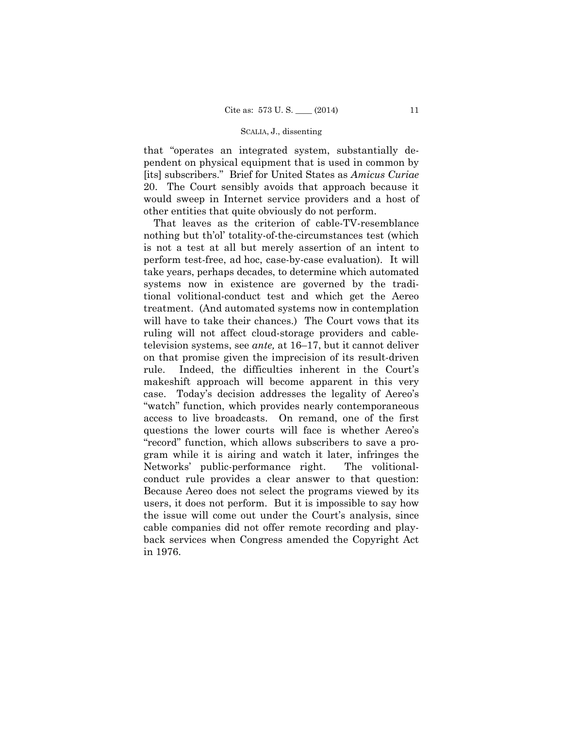that "operates an integrated system, substantially dependent on physical equipment that is used in common by [its] subscribers." Brief for United States as *Amicus Curiae* 20. The Court sensibly avoids that approach because it would sweep in Internet service providers and a host of other entities that quite obviously do not perform.

That leaves as the criterion of cable-TV-resemblance nothing but th'ol' totality-of-the-circumstances test (which is not a test at all but merely assertion of an intent to perform test-free, ad hoc, case-by-case evaluation). It will take years, perhaps decades, to determine which automated systems now in existence are governed by the traditional volitional-conduct test and which get the Aereo treatment. (And automated systems now in contemplation will have to take their chances.) The Court vows that its ruling will not affect cloud-storage providers and cable-television systems, see *ante,* at 16–17, but it cannot deliver on that promise given the imprecision of its result-driven rule. Indeed, the difficulties inherent in the Court's makeshift approach will become apparent in this very case. Today's decision addresses the legality of Aereo's "watch" function, which provides nearly contemporaneous access to live broadcasts. On remand, one of the first questions the lower courts will face is whether Aereo's "record" function, which allows subscribers to save a program while it is airing and watch it later, infringes the Networks' public-performance right. The volitional-conduct rule provides a clear answer to that question: Because Aereo does not select the programs viewed by its users, it does not perform. But it is impossible to say how the issue will come out under the Court's analysis, since cable companies did not offer remote recording and playback services when Congress amended the Copyright Act in 1976.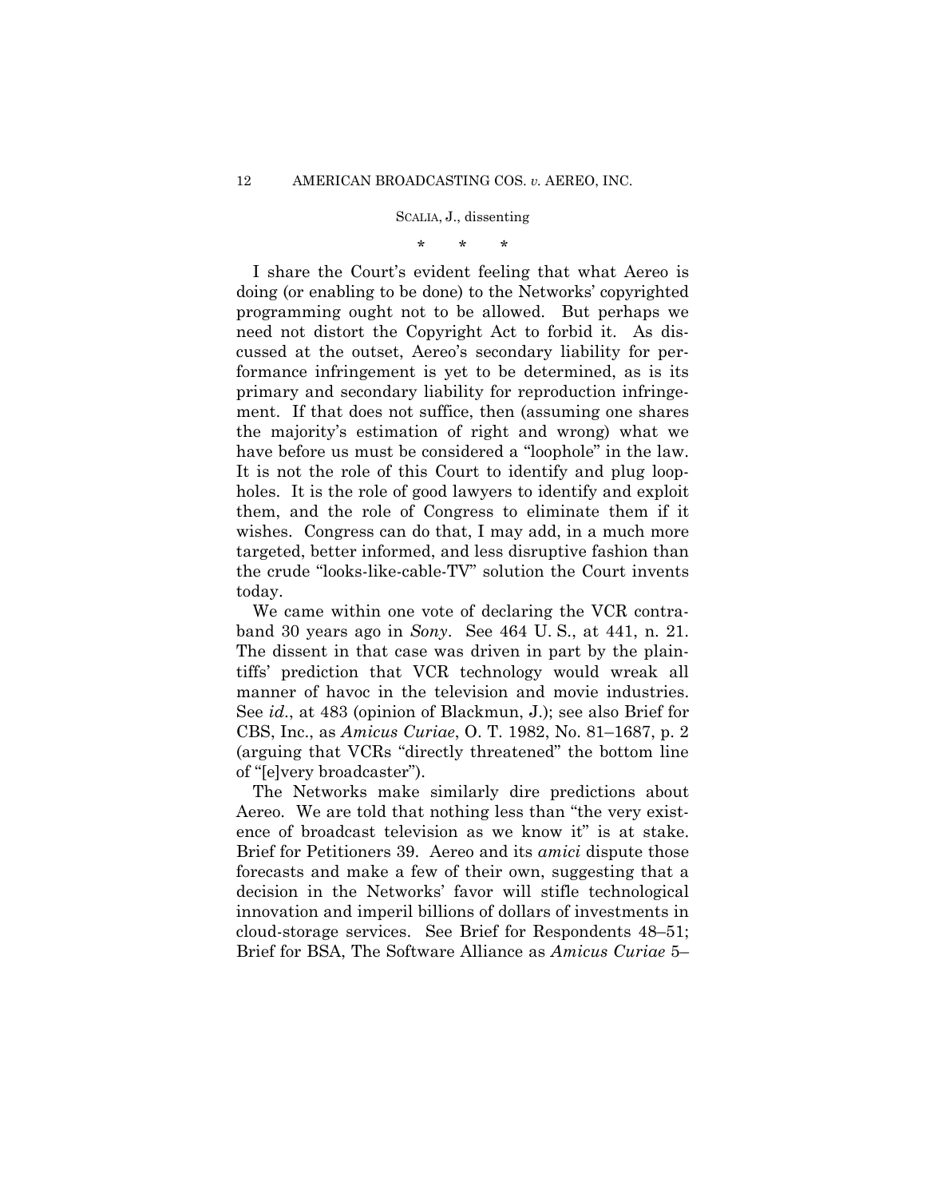\* \* \*

I share the Court's evident feeling that what Aereo is doing (or enabling to be done) to the Networks' copyrighted programming ought not to be allowed. But perhaps we need not distort the Copyright Act to forbid it. As discussed at the outset, Aereo's secondary liability for performance infringement is yet to be determined, as is its primary and secondary liability for reproduction infringement. If that does not suffice, then (assuming one shares the majority's estimation of right and wrong) what we have before us must be considered a "loophole" in the law. It is not the role of this Court to identify and plug loopholes. It is the role of good lawyers to identify and exploit them, and the role of Congress to eliminate them if it wishes. Congress can do that, I may add, in a much more targeted, better informed, and less disruptive fashion than the crude "looks-like-cable-TV" solution the Court invents today.

We came within one vote of declaring the VCR contraband 30 years ago in *Sony*. See 464 U. S., at 441, n. 21. The dissent in that case was driven in part by the plaintiffs' prediction that VCR technology would wreak all manner of havoc in the television and movie industries. See *id*., at 483 (opinion of Blackmun, J.); see also Brief for CBS, Inc., as *Amicus Curiae*, O. T. 1982, No. 81–1687, p. 2 (arguing that VCRs "directly threatened" the bottom line of "[e]very broadcaster").

The Networks make similarly dire predictions about Aereo. We are told that nothing less than "the very existence of broadcast television as we know it" is at stake. Brief for Petitioners 39. Aereo and its *amici* dispute those forecasts and make a few of their own, suggesting that a decision in the Networks' favor will stifle technological innovation and imperil billions of dollars of investments in cloud-storage services. See Brief for Respondents 48–51; Brief for BSA, The Software Alliance as *Amicus Curiae* 5–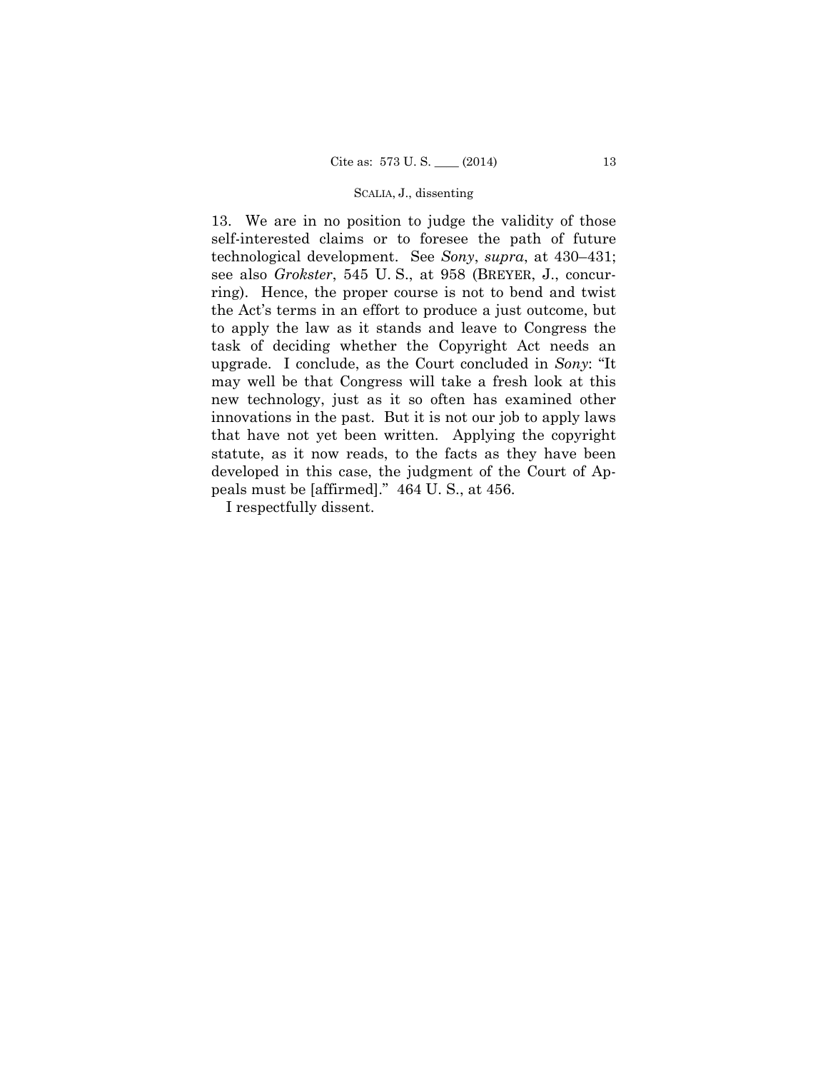13. We are in no position to judge the validity of those self-interested claims or to foresee the path of future technological development. See *Sony*, *supra*, at 430–431; see also *Grokster*, 545 U. S., at 958 (BREYER, J., concurring). Hence, the proper course is not to bend and twist the Act's terms in an effort to produce a just outcome, but to apply the law as it stands and leave to Congress the task of deciding whether the Copyright Act needs an upgrade. I conclude, as the Court concluded in *Sony*: "It may well be that Congress will take a fresh look at this new technology, just as it so often has examined other innovations in the past. But it is not our job to apply laws that have not yet been written. Applying the copyright statute, as it now reads, to the facts as they have been developed in this case, the judgment of the Court of Appeals must be [affirmed]." 464 U. S., at 456.

I respectfully dissent.